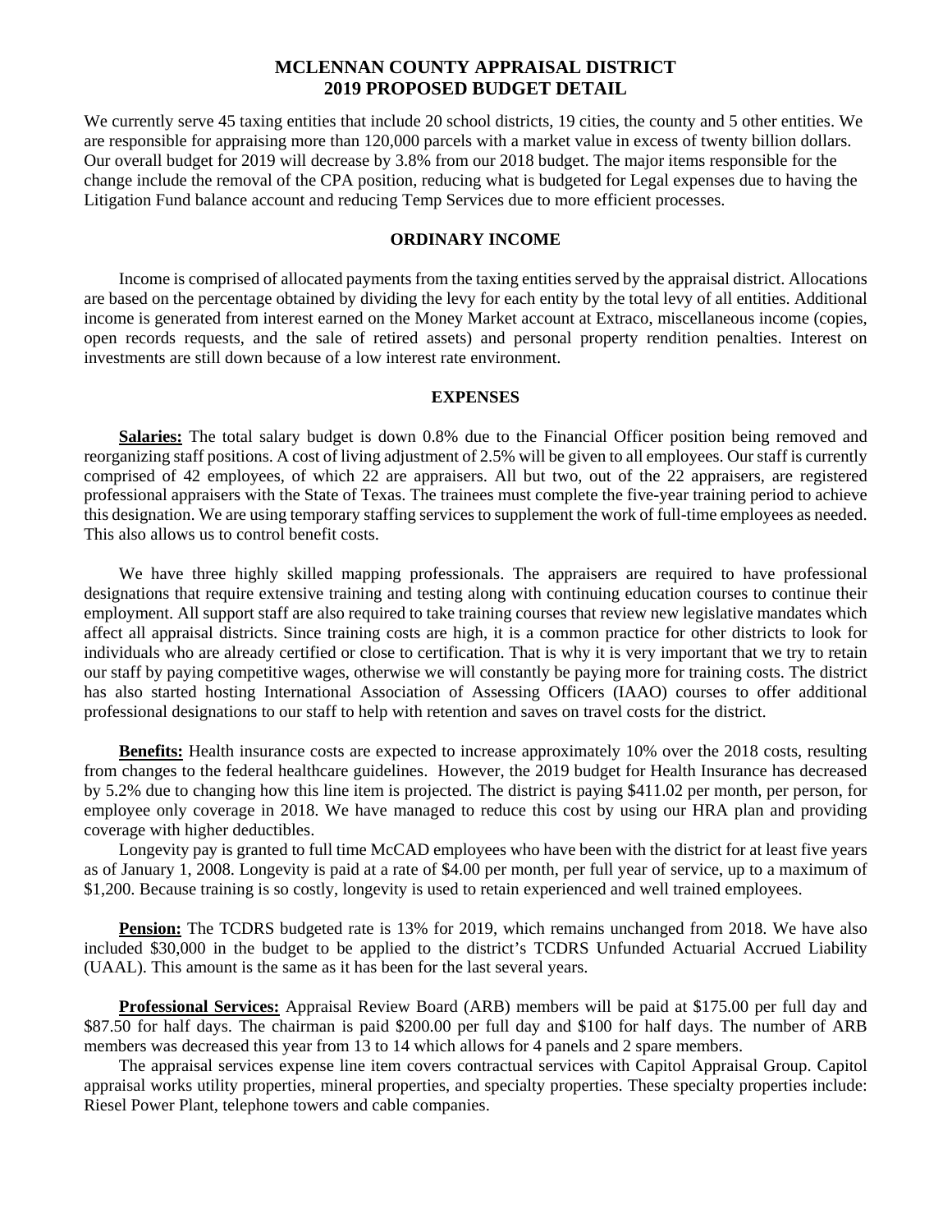# MCLENNAN COUNTY APPRAISAL DISTRICT
# 2019 PROPOSED BUDGET DETAIL

We currently serve 45 taxing entities that include 20 school districts, 19 cities, the county and 5 other entities. We are responsible for appraising more than 120,000 parcels with a market value in excess of twenty billion dollars. Our overall budget for 2019 will decrease by 3.8% from our 2018 budget. The major items responsible for the change include the removal of the CPA position, reducing what is budgeted for Legal expenses due to having the Litigation Fund balance account and reducing Temp Services due to more efficient processes.

## ORDINARY INCOME

Income is comprised of allocated payments from the taxing entities served by the appraisal district. Allocations are based on the percentage obtained by dividing the levy for each entity by the total levy of all entities. Additional income is generated from interest earned on the Money Market account at Extraco, miscellaneous income (copies, open records requests, and the sale of retired assets) and personal property rendition penalties. Interest on investments are still down because of a low interest rate environment.

## EXPENSES

**Salaries:** The total salary budget is down 0.8% due to the Financial Officer position being removed and reorganizing staff positions. A cost of living adjustment of 2.5% will be given to all employees. Our staff is currently comprised of 42 employees, of which 22 are appraisers. All but two, out of the 22 appraisers, are registered professional appraisers with the State of Texas. The trainees must complete the five-year training period to achieve this designation. We are using temporary staffing services to supplement the work of full-time employees as needed. This also allows us to control benefit costs.

We have three highly skilled mapping professionals. The appraisers are required to have professional designations that require extensive training and testing along with continuing education courses to continue their employment. All support staff are also required to take training courses that review new legislative mandates which affect all appraisal districts. Since training costs are high, it is a common practice for other districts to look for individuals who are already certified or close to certification. That is why it is very important that we try to retain our staff by paying competitive wages, otherwise we will constantly be paying more for training costs. The district has also started hosting International Association of Assessing Officers (IAAO) courses to offer additional professional designations to our staff to help with retention and saves on travel costs for the district.

**Benefits:** Health insurance costs are expected to increase approximately 10% over the 2018 costs, resulting from changes to the federal healthcare guidelines. However, the 2019 budget for Health Insurance has decreased by 5.2% due to changing how this line item is projected. The district is paying $411.02 per month, per person, for employee only coverage in 2018. We have managed to reduce this cost by using our HRA plan and providing coverage with higher deductibles.

Longevity pay is granted to full time McCAD employees who have been with the district for at least five years as of January 1, 2008. Longevity is paid at a rate of $4.00 per month, per full year of service, up to a maximum of $1,200. Because training is so costly, longevity is used to retain experienced and well trained employees.

**Pension:** The TCDRS budgeted rate is 13% for 2019, which remains unchanged from 2018. We have also included $30,000 in the budget to be applied to the district's TCDRS Unfunded Actuarial Accrued Liability (UAAL). This amount is the same as it has been for the last several years.

**Professional Services:** Appraisal Review Board (ARB) members will be paid at $175.00 per full day and $87.50 for half days. The chairman is paid $200.00 per full day and $100 for half days. The number of ARB members was decreased this year from 13 to 14 which allows for 4 panels and 2 spare members.

The appraisal services expense line item covers contractual services with Capitol Appraisal Group. Capitol appraisal works utility properties, mineral properties, and specialty properties. These specialty properties include: Riesel Power Plant, telephone towers and cable companies.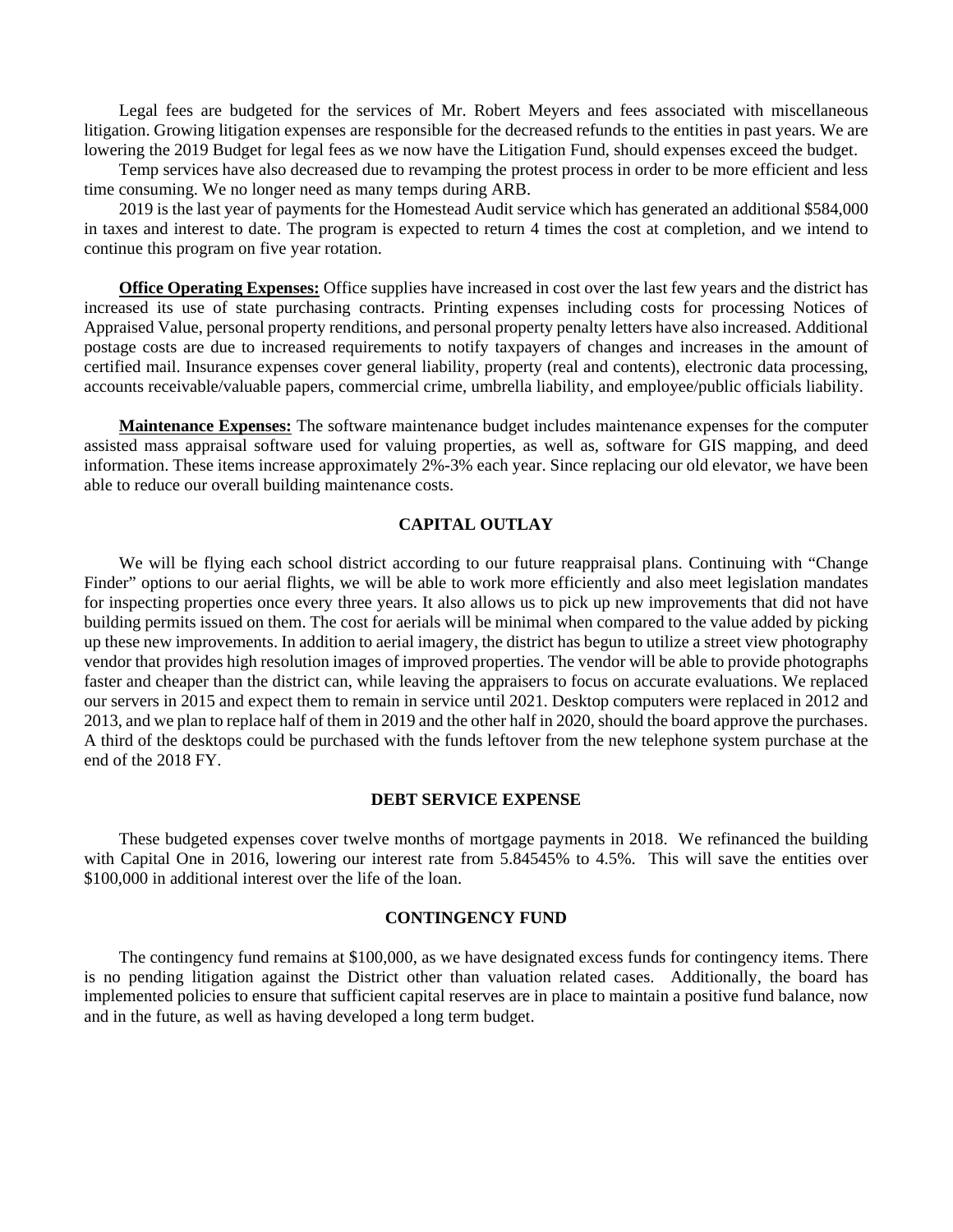Legal fees are budgeted for the services of Mr. Robert Meyers and fees associated with miscellaneous litigation. Growing litigation expenses are responsible for the decreased refunds to the entities in past years. We are lowering the 2019 Budget for legal fees as we now have the Litigation Fund, should expenses exceed the budget.

Temp services have also decreased due to revamping the protest process in order to be more efficient and less time consuming. We no longer need as many temps during ARB.

2019 is the last year of payments for the Homestead Audit service which has generated an additional $584,000 in taxes and interest to date. The program is expected to return 4 times the cost at completion, and we intend to continue this program on five year rotation.

**Office Operating Expenses:** Office supplies have increased in cost over the last few years and the district has increased its use of state purchasing contracts. Printing expenses including costs for processing Notices of Appraised Value, personal property renditions, and personal property penalty letters have also increased. Additional postage costs are due to increased requirements to notify taxpayers of changes and increases in the amount of certified mail. Insurance expenses cover general liability, property (real and contents), electronic data processing, accounts receivable/valuable papers, commercial crime, umbrella liability, and employee/public officials liability.

**Maintenance Expenses:** The software maintenance budget includes maintenance expenses for the computer assisted mass appraisal software used for valuing properties, as well as, software for GIS mapping, and deed information. These items increase approximately 2%-3% each year. Since replacing our old elevator, we have been able to reduce our overall building maintenance costs.

## CAPITAL OUTLAY

We will be flying each school district according to our future reappraisal plans. Continuing with "Change Finder" options to our aerial flights, we will be able to work more efficiently and also meet legislation mandates for inspecting properties once every three years. It also allows us to pick up new improvements that did not have building permits issued on them. The cost for aerials will be minimal when compared to the value added by picking up these new improvements. In addition to aerial imagery, the district has begun to utilize a street view photography vendor that provides high resolution images of improved properties. The vendor will be able to provide photographs faster and cheaper than the district can, while leaving the appraisers to focus on accurate evaluations. We replaced our servers in 2015 and expect them to remain in service until 2021. Desktop computers were replaced in 2012 and 2013, and we plan to replace half of them in 2019 and the other half in 2020, should the board approve the purchases. A third of the desktops could be purchased with the funds leftover from the new telephone system purchase at the end of the 2018 FY.

## DEBT SERVICE EXPENSE

These budgeted expenses cover twelve months of mortgage payments in 2018. We refinanced the building with Capital One in 2016, lowering our interest rate from 5.84545% to 4.5%. This will save the entities over $100,000 in additional interest over the life of the loan.

## CONTINGENCY FUND

The contingency fund remains at $100,000, as we have designated excess funds for contingency items. There is no pending litigation against the District other than valuation related cases. Additionally, the board has implemented policies to ensure that sufficient capital reserves are in place to maintain a positive fund balance, now and in the future, as well as having developed a long term budget.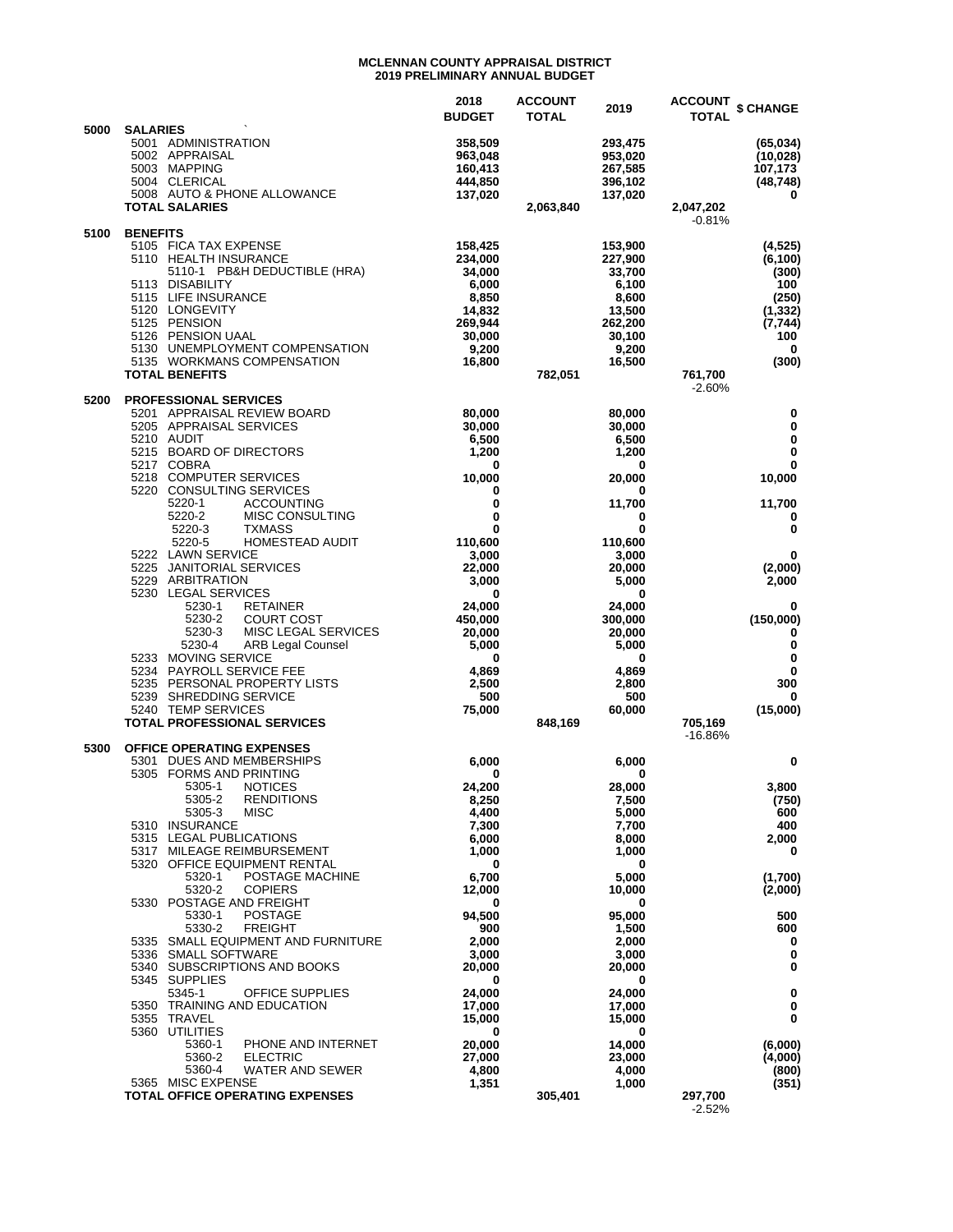# MCLENNAN COUNTY APPRAISAL DISTRICT
## 2019 PRELIMINARY ANNUAL BUDGET

| | | 2018 BUDGET | ACCOUNT TOTAL | 2019 | ACCOUNT TOTAL | $ CHANGE |
|---|---|---|---|---|---|---|
| 5000 | **SALARIES** | | | | | |
| | 5001 ADMINISTRATION | 358,509 | | 293,475 | | (65,034) |
| | 5002 APPRAISAL | 963,048 | | 953,020 | | (10,028) |
| | 5003 MAPPING | 160,413 | | 267,585 | | 107,173 |
| | 5004 CLERICAL | 444,850 | | 396,102 | | (48,748) |
| | 5008 AUTO & PHONE ALLOWANCE | 137,020 | | 137,020 | | 0 |
| | **TOTAL SALARIES** | | 2,063,840 | | 2,047,202 | |
| | | | | | -0.81% | |
| 5100 | **BENEFITS** | | | | | |
| | 5105 FICA TAX EXPENSE | 158,425 | | 153,900 | | (4,525) |
| | 5110 HEALTH INSURANCE | 234,000 | | 227,900 | | (6,100) |
| | 5110-1 PB&H DEDUCTIBLE (HRA) | 34,000 | | 33,700 | | (300) |
| | 5113 DISABILITY | 6,000 | | 6,100 | | 100 |
| | 5115 LIFE INSURANCE | 8,850 | | 8,600 | | (250) |
| | 5120 LONGEVITY | 14,832 | | 13,500 | | (1,332) |
| | 5125 PENSION | 269,944 | | 262,200 | | (7,744) |
| | 5126 PENSION UAAL | 30,000 | | 30,100 | | 100 |
| | 5130 UNEMPLOYMENT COMPENSATION | 9,200 | | 9,200 | | 0 |
| | 5135 WORKMANS COMPENSATION | 16,800 | | 16,500 | | (300) |
| | **TOTAL BENEFITS** | | 782,051 | | 761,700 | |
| | | | | | -2.60% | |
| 5200 | **PROFESSIONAL SERVICES** | | | | | |
| | 5201 APPRAISAL REVIEW BOARD | 80,000 | | 80,000 | | 0 |
| | 5205 APPRAISAL SERVICES | 30,000 | | 30,000 | | 0 |
| | 5210 AUDIT | 6,500 | | 6,500 | | 0 |
| | 5215 BOARD OF DIRECTORS | 1,200 | | 1,200 | | 0 |
| | 5217 COBRA | 0 | | 0 | | 0 |
| | 5218 COMPUTER SERVICES | 10,000 | | 20,000 | | 10,000 |
| | 5220 CONSULTING SERVICES | 0 | | 0 | | |
| | 5220-1 ACCOUNTING | 0 | | 11,700 | | 11,700 |
| | 5220-2 MISC CONSULTING | 0 | | 0 | | 0 |
| | 5220-3 TXMASS | 0 | | 0 | | 0 |
| | 5220-5 HOMESTEAD AUDIT | 110,600 | | 110,600 | | |
| | 5222 LAWN SERVICE | 3,000 | | 3,000 | | 0 |
| | 5225 JANITORIAL SERVICES | 22,000 | | 20,000 | | (2,000) |
| | 5229 ARBITRATION | 3,000 | | 5,000 | | 2,000 |
| | 5230 LEGAL SERVICES | 0 | | 0 | | |
| | 5230-1 RETAINER | 24,000 | | 24,000 | | 0 |
| | 5230-2 COURT COST | 450,000 | | 300,000 | | (150,000) |
| | 5230-3 MISC LEGAL SERVICES | 20,000 | | 20,000 | | 0 |
| | 5230-4 ARB Legal Counsel | 5,000 | | 5,000 | | 0 |
| | 5233 MOVING SERVICE | 0 | | 0 | | 0 |
| | 5234 PAYROLL SERVICE FEE | 4,869 | | 4,869 | | 0 |
| | 5235 PERSONAL PROPERTY LISTS | 2,500 | | 2,800 | | 300 |
| | 5239 SHREDDING SERVICE | 500 | | 500 | | 0 |
| | 5240 TEMP SERVICES | 75,000 | | 60,000 | | (15,000) |
| | **TOTAL PROFESSIONAL SERVICES** | | 848,169 | | 705,169 | |
| | | | | | -16.86% | |
| 5300 | **OFFICE OPERATING EXPENSES** | | | | | |
| | 5301 DUES AND MEMBERSHIPS | 6,000 | | 6,000 | | 0 |
| | 5305 FORMS AND PRINTING | 0 | | 0 | | |
| | 5305-1 NOTICES | 24,200 | | 28,000 | | 3,800 |
| | 5305-2 RENDITIONS | 8,250 | | 7,500 | | (750) |
| | 5305-3 MISC | 4,400 | | 5,000 | | 600 |
| | 5310 INSURANCE | 7,300 | | 7,700 | | 400 |
| | 5315 LEGAL PUBLICATIONS | 6,000 | | 8,000 | | 2,000 |
| | 5317 MILEAGE REIMBURSEMENT | 1,000 | | 1,000 | | 0 |
| | 5320 OFFICE EQUIPMENT RENTAL | 0 | | 0 | | |
| | 5320-1 POSTAGE MACHINE | 6,700 | | 5,000 | | (1,700) |
| | 5320-2 COPIERS | 12,000 | | 10,000 | | (2,000) |
| | 5330 POSTAGE AND FREIGHT | 0 | | 0 | | |
| | 5330-1 POSTAGE | 94,500 | | 95,000 | | 500 |
| | 5330-2 FREIGHT | 900 | | 1,500 | | 600 |
| | 5335 SMALL EQUIPMENT AND FURNITURE | 2,000 | | 2,000 | | 0 |
| | 5336 SMALL SOFTWARE | 3,000 | | 3,000 | | 0 |
| | 5340 SUBSCRIPTIONS AND BOOKS | 20,000 | | 20,000 | | 0 |
| | 5345 SUPPLIES | 0 | | 0 | | |
| | 5345-1 OFFICE SUPPLIES | 24,000 | | 24,000 | | 0 |
| | 5350 TRAINING AND EDUCATION | 17,000 | | 17,000 | | 0 |
| | 5355 TRAVEL | 15,000 | | 15,000 | | 0 |
| | 5360 UTILITIES | 0 | | 0 | | |
| | 5360-1 PHONE AND INTERNET | 20,000 | | 14,000 | | (6,000) |
| | 5360-2 ELECTRIC | 27,000 | | 23,000 | | (4,000) |
| | 5360-4 WATER AND SEWER | 4,800 | | 4,000 | | (800) |
| | 5365 MISC EXPENSE | 1,351 | | 1,000 | | (351) |
| | **TOTAL OFFICE OPERATING EXPENSES** | | 305,401 | | 297,700 | |
| | | | | | -2.52% | |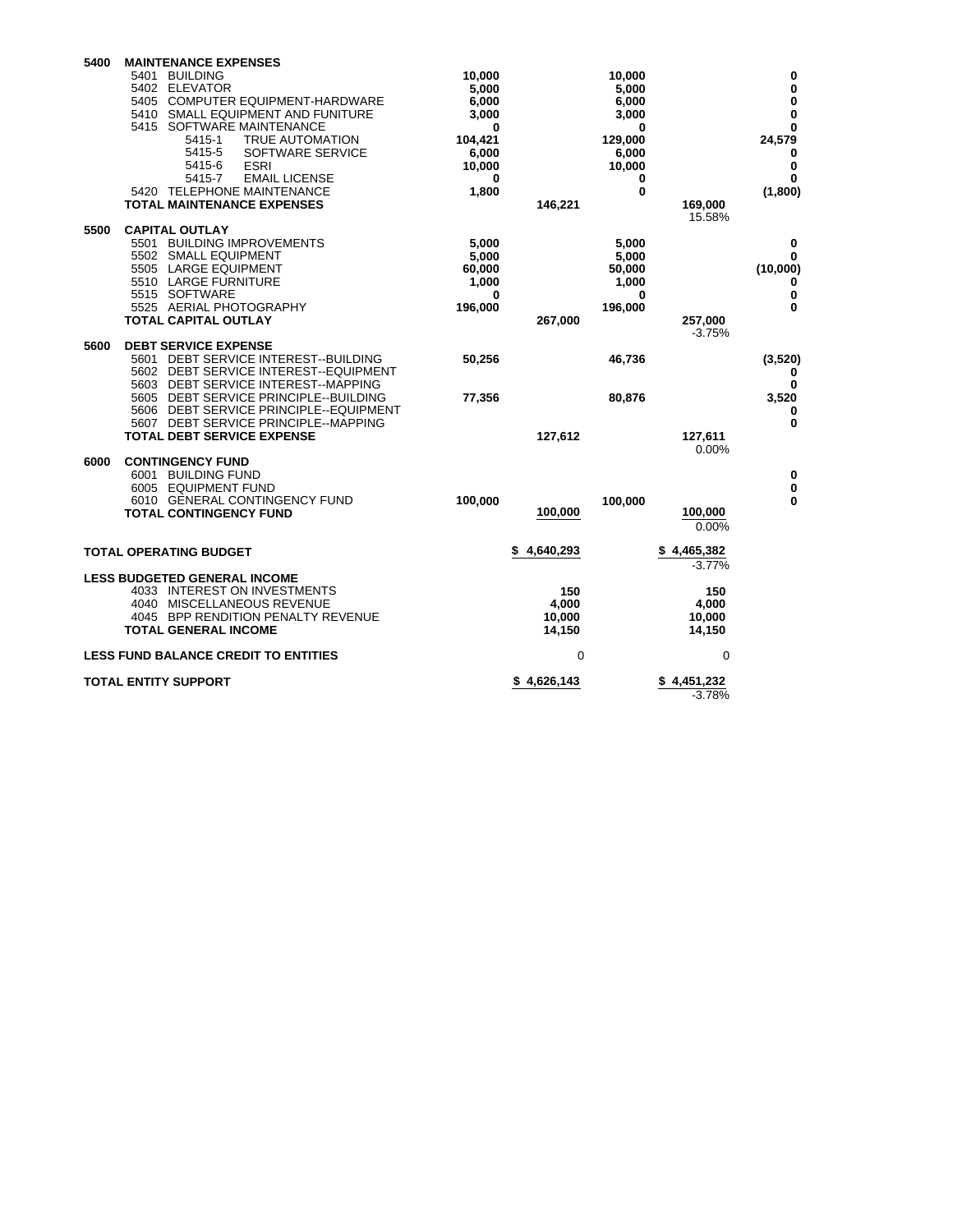| Code | Description | | | | | Change |
|---|---|---|---|---|---|---|
| **5400** | **MAINTENANCE EXPENSES** | | | | | |
| | 5401 BUILDING | **10,000** | | **10,000** | | **0** |
| | 5402 ELEVATOR | **5,000** | | **5,000** | | **0** |
| | 5405 COMPUTER EQUIPMENT-HARDWARE | **6,000** | | **6,000** | | **0** |
| | 5410 SMALL EQUIPMENT AND FUNITURE | **3,000** | | **3,000** | | **0** |
| | 5415 SOFTWARE MAINTENANCE | **0** | | **0** | | **0** |
| | 5415-1 TRUE AUTOMATION | **104,421** | | **129,000** | | **24,579** |
| | 5415-5 SOFTWARE SERVICE | **6,000** | | **6,000** | | **0** |
| | 5415-6 ESRI | **10,000** | | **10,000** | | **0** |
| | 5415-7 EMAIL LICENSE | **0** | | **0** | | **0** |
| | 5420 TELEPHONE MAINTENANCE | **1,800** | | **0** | | **(1,800)** |
| | **TOTAL MAINTENANCE EXPENSES** | | **146,221** | | **169,000** | |
| | | | | | 15.58% | |
| **5500** | **CAPITAL OUTLAY** | | | | | |
| | 5501 BUILDING IMPROVEMENTS | **5,000** | | **5,000** | | **0** |
| | 5502 SMALL EQUIPMENT | **5,000** | | **5,000** | | **0** |
| | 5505 LARGE EQUIPMENT | **60,000** | | **50,000** | | **(10,000)** |
| | 5510 LARGE FURNITURE | **1,000** | | **1,000** | | **0** |
| | 5515 SOFTWARE | **0** | | **0** | | **0** |
| | 5525 AERIAL PHOTOGRAPHY | **196,000** | | **196,000** | | **0** |
| | **TOTAL CAPITAL OUTLAY** | | **267,000** | | **257,000** | |
| | | | | | -3.75% | |
| **5600** | **DEBT SERVICE EXPENSE** | | | | | |
| | 5601 DEBT SERVICE INTEREST--BUILDING | **50,256** | | **46,736** | | **(3,520)** |
| | 5602 DEBT SERVICE INTEREST--EQUIPMENT | | | | | **0** |
| | 5603 DEBT SERVICE INTEREST--MAPPING | | | | | **0** |
| | 5605 DEBT SERVICE PRINCIPLE--BUILDING | **77,356** | | **80,876** | | **3,520** |
| | 5606 DEBT SERVICE PRINCIPLE--EQUIPMENT | | | | | **0** |
| | 5607 DEBT SERVICE PRINCIPLE--MAPPING | | | | | **0** |
| | **TOTAL DEBT SERVICE EXPENSE** | | **127,612** | | **127,611** | |
| | | | | | 0.00% | |
| **6000** | **CONTINGENCY FUND** | | | | | |
| | 6001 BUILDING FUND | | | | | **0** |
| | 6005 EQUIPMENT FUND | | | | | **0** |
| | 6010 GENERAL CONTINGENCY FUND | **100,000** | | **100,000** | | **0** |
| | **TOTAL CONTINGENCY FUND** | | **100,000** | | **100,000** | |
| | | | | | 0.00% | |
| **TOTAL OPERATING BUDGET** | | | **$ 4,640,293** | | **$ 4,465,382** | |
| | | | | | -3.77% | |
| **LESS BUDGETED GENERAL INCOME** | | | | | | |
| | 4033 INTEREST ON INVESTMENTS | | **150** | | **150** | |
| | 4040 MISCELLANEOUS REVENUE | | **4,000** | | **4,000** | |
| | 4045 BPP RENDITION PENALTY REVENUE | | **10,000** | | **10,000** | |
| | **TOTAL GENERAL INCOME** | | **14,150** | | **14,150** | |
| **LESS FUND BALANCE CREDIT TO ENTITIES** | | | 0 | | 0 | |
| **TOTAL ENTITY SUPPORT** | | | **$ 4,626,143** | | **$ 4,451,232** | |
| | | | | | -3.78% | |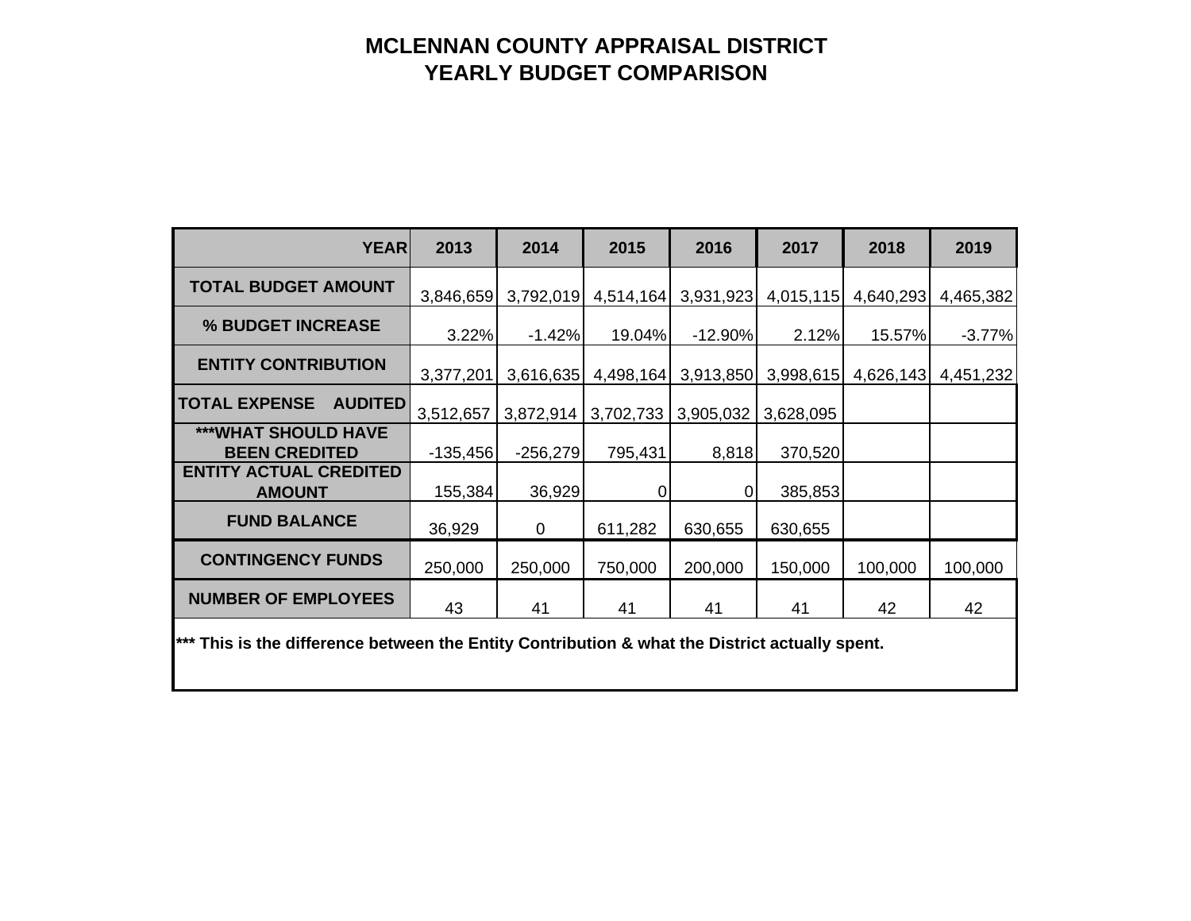# MCLENNAN COUNTY APPRAISAL DISTRICT
## YEARLY BUDGET COMPARISON

| YEAR | 2013 | 2014 | 2015 | 2016 | 2017 | 2018 | 2019 |
|---|---|---|---|---|---|---|---|
| TOTAL BUDGET AMOUNT | 3,846,659 | 3,792,019 | 4,514,164 | 3,931,923 | 4,015,115 | 4,640,293 | 4,465,382 |
| % BUDGET INCREASE | 3.22% | -1.42% | 19.04% | -12.90% | 2.12% | 15.57% | -3.77% |
| ENTITY CONTRIBUTION | 3,377,201 | 3,616,635 | 4,498,164 | 3,913,850 | 3,998,615 | 4,626,143 | 4,451,232 |
| TOTAL EXPENSE AUDITED | 3,512,657 | 3,872,914 | 3,702,733 | 3,905,032 | 3,628,095 | | |
| ***WHAT SHOULD HAVE BEEN CREDITED | -135,456 | -256,279 | 795,431 | 8,818 | 370,520 | | |
| ENTITY ACTUAL CREDITED AMOUNT | 155,384 | 36,929 | 0 | 0 | 385,853 | | |
| FUND BALANCE | 36,929 | 0 | 611,282 | 630,655 | 630,655 | | |
| CONTINGENCY FUNDS | 250,000 | 250,000 | 750,000 | 200,000 | 150,000 | 100,000 | 100,000 |
| NUMBER OF EMPLOYEES | 43 | 41 | 41 | 41 | 41 | 42 | 42 |

**\*** This is the difference between the Entity Contribution & what the District actually spent.**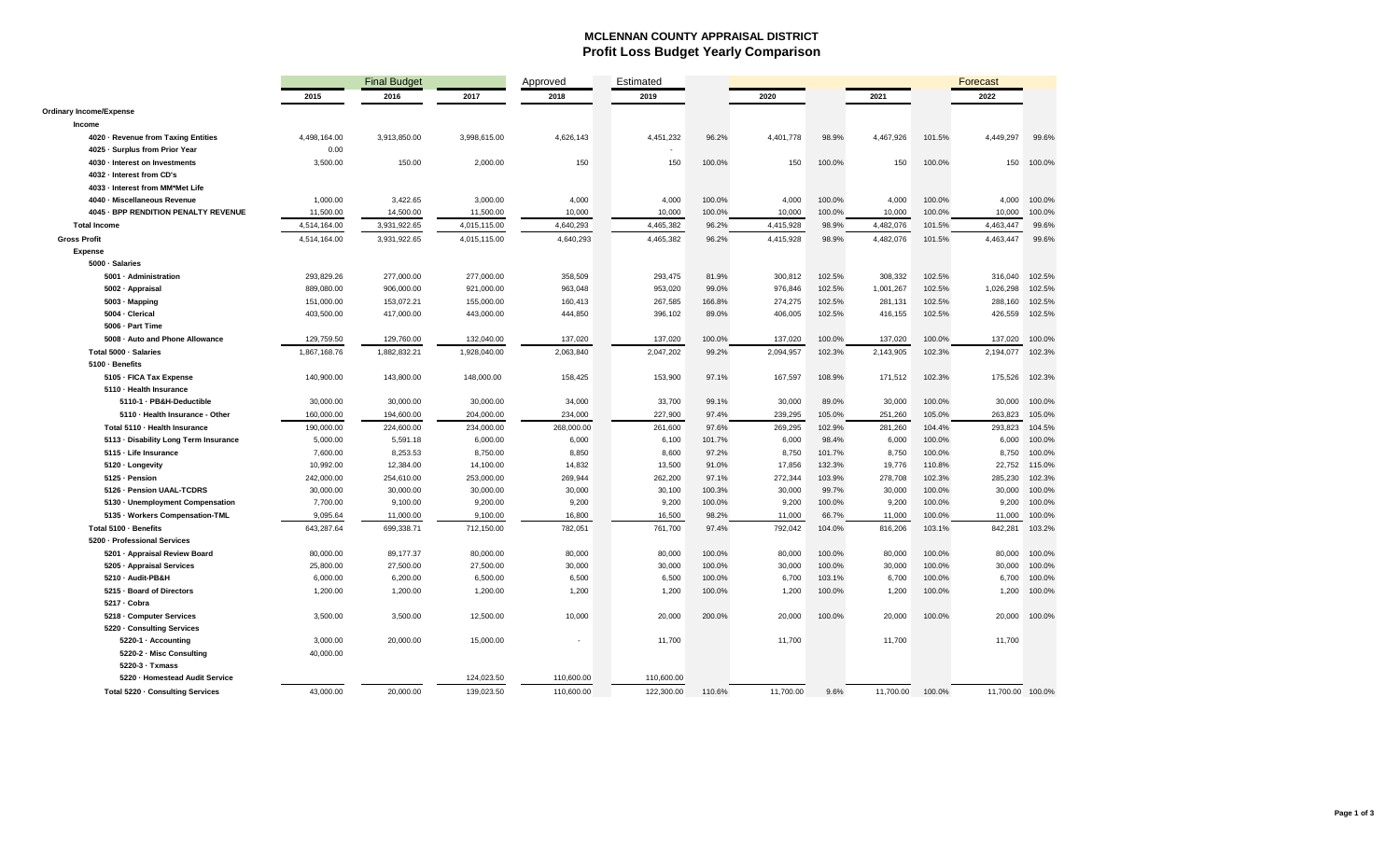# MCLENNAN COUNTY APPRAISAL DISTRICT
## Profit Loss Budget Yearly Comparison

| | Final Budget | | | Approved | Estimated | | | | | | Forecast | |
|---|---|---|---|---|---|---|---|---|---|---|---|---|
| | 2015 | 2016 | 2017 | 2018 | 2019 | | 2020 | | 2021 | | 2022 | |
| **Ordinary Income/Expense** | | | | | | | | | | | | |
| **Income** | | | | | | | | | | | | |
| 4020 · Revenue from Taxing Entities | 4,498,164.00 | 3,913,850.00 | 3,998,615.00 | 4,626,143 | 4,451,232 | 96.2% | 4,401,778 | 98.9% | 4,467,926 | 101.5% | 4,449,297 | 99.6% |
| 4025 · Surplus from Prior Year | 0.00 | | | | - | | | | | | | |
| 4030 · Interest on Investments | 3,500.00 | 150.00 | 2,000.00 | 150 | 150 | 100.0% | 150 | 100.0% | 150 | 100.0% | 150 | 100.0% |
| 4032 · Interest from CD's | | | | | | | | | | | | |
| 4033 · Interest from MM*Met Life | | | | | | | | | | | | |
| 4040 · Miscellaneous Revenue | 1,000.00 | 3,422.65 | 3,000.00 | 4,000 | 4,000 | 100.0% | 4,000 | 100.0% | 4,000 | 100.0% | 4,000 | 100.0% |
| 4045 · BPP RENDITION PENALTY REVENUE | 11,500.00 | 14,500.00 | 11,500.00 | 10,000 | 10,000 | 100.0% | 10,000 | 100.0% | 10,000 | 100.0% | 10,000 | 100.0% |
| **Total Income** | 4,514,164.00 | 3,931,922.65 | 4,015,115.00 | 4,640,293 | 4,465,382 | 96.2% | 4,415,928 | 98.9% | 4,482,076 | 101.5% | 4,463,447 | 99.6% |
| **Gross Profit** | 4,514,164.00 | 3,931,922.65 | 4,015,115.00 | 4,640,293 | 4,465,382 | 96.2% | 4,415,928 | 98.9% | 4,482,076 | 101.5% | 4,463,447 | 99.6% |
| **Expense** | | | | | | | | | | | | |
| 5000 · Salaries | | | | | | | | | | | | |
| 5001 · Administration | 293,829.26 | 277,000.00 | 277,000.00 | 358,509 | 293,475 | 81.9% | 300,812 | 102.5% | 308,332 | 102.5% | 316,040 | 102.5% |
| 5002 · Appraisal | 889,080.00 | 906,000.00 | 921,000.00 | 963,048 | 953,020 | 99.0% | 976,846 | 102.5% | 1,001,267 | 102.5% | 1,026,298 | 102.5% |
| 5003 · Mapping | 151,000.00 | 153,072.21 | 155,000.00 | 160,413 | 267,585 | 166.8% | 274,275 | 102.5% | 281,131 | 102.5% | 288,160 | 102.5% |
| 5004 · Clerical | 403,500.00 | 417,000.00 | 443,000.00 | 444,850 | 396,102 | 89.0% | 406,005 | 102.5% | 416,155 | 102.5% | 426,559 | 102.5% |
| 5006 · Part Time | | | | | | | | | | | | |
| 5008 · Auto and Phone Allowance | 129,759.50 | 129,760.00 | 132,040.00 | 137,020 | 137,020 | 100.0% | 137,020 | 100.0% | 137,020 | 100.0% | 137,020 | 100.0% |
| Total 5000 · Salaries | 1,867,168.76 | 1,882,832.21 | 1,928,040.00 | 2,063,840 | 2,047,202 | 99.2% | 2,094,957 | 102.3% | 2,143,905 | 102.3% | 2,194,077 | 102.3% |
| 5100 · Benefits | | | | | | | | | | | | |
| 5105 · FICA Tax Expense | 140,900.00 | 143,800.00 | 148,000.00 | 158,425 | 153,900 | 97.1% | 167,597 | 108.9% | 171,512 | 102.3% | 175,526 | 102.3% |
| 5110 · Health Insurance | | | | | | | | | | | | |
| 5110-1 · PB&H-Deductible | 30,000.00 | 30,000.00 | 30,000.00 | 34,000 | 33,700 | 99.1% | 30,000 | 89.0% | 30,000 | 100.0% | 30,000 | 100.0% |
| 5110 · Health Insurance - Other | 160,000.00 | 194,600.00 | 204,000.00 | 234,000 | 227,900 | 97.4% | 239,295 | 105.0% | 251,260 | 105.0% | 263,823 | 105.0% |
| Total 5110 · Health Insurance | 190,000.00 | 224,600.00 | 234,000.00 | 268,000.00 | 261,600 | 97.6% | 269,295 | 102.9% | 281,260 | 104.4% | 293,823 | 104.5% |
| 5113 · Disability Long Term Insurance | 5,000.00 | 5,591.18 | 6,000.00 | 6,000 | 6,100 | 101.7% | 6,000 | 98.4% | 6,000 | 100.0% | 6,000 | 100.0% |
| 5115 · Life Insurance | 7,600.00 | 8,253.53 | 8,750.00 | 8,850 | 8,600 | 97.2% | 8,750 | 101.7% | 8,750 | 100.0% | 8,750 | 100.0% |
| 5120 · Longevity | 10,992.00 | 12,384.00 | 14,100.00 | 14,832 | 13,500 | 91.0% | 17,856 | 132.3% | 19,776 | 110.8% | 22,752 | 115.0% |
| 5125 · Pension | 242,000.00 | 254,610.00 | 253,000.00 | 269,944 | 262,200 | 97.1% | 272,344 | 103.9% | 278,708 | 102.3% | 285,230 | 102.3% |
| 5126 · Pension UAAL-TCDRS | 30,000.00 | 30,000.00 | 30,000.00 | 30,000 | 30,100 | 100.3% | 30,000 | 99.7% | 30,000 | 100.0% | 30,000 | 100.0% |
| 5130 · Unemployment Compensation | 7,700.00 | 9,100.00 | 9,200.00 | 9,200 | 9,200 | 100.0% | 9,200 | 100.0% | 9,200 | 100.0% | 9,200 | 100.0% |
| 5135 · Workers Compensation-TML | 9,095.64 | 11,000.00 | 9,100.00 | 16,800 | 16,500 | 98.2% | 11,000 | 66.7% | 11,000 | 100.0% | 11,000 | 100.0% |
| Total 5100 · Benefits | 643,287.64 | 699,338.71 | 712,150.00 | 782,051 | 761,700 | 97.4% | 792,042 | 104.0% | 816,206 | 103.1% | 842,281 | 103.2% |
| 5200 · Professional Services | | | | | | | | | | | | |
| 5201 · Appraisal Review Board | 80,000.00 | 89,177.37 | 80,000.00 | 80,000 | 80,000 | 100.0% | 80,000 | 100.0% | 80,000 | 100.0% | 80,000 | 100.0% |
| 5205 · Appraisal Services | 25,800.00 | 27,500.00 | 27,500.00 | 30,000 | 30,000 | 100.0% | 30,000 | 100.0% | 30,000 | 100.0% | 30,000 | 100.0% |
| 5210 · Audit-PB&H | 6,000.00 | 6,200.00 | 6,500.00 | 6,500 | 6,500 | 100.0% | 6,700 | 103.1% | 6,700 | 100.0% | 6,700 | 100.0% |
| 5215 · Board of Directors | 1,200.00 | 1,200.00 | 1,200.00 | 1,200 | 1,200 | 100.0% | 1,200 | 100.0% | 1,200 | 100.0% | 1,200 | 100.0% |
| 5217 · Cobra | | | | | | | | | | | | |
| 5218 · Computer Services | 3,500.00 | 3,500.00 | 12,500.00 | 10,000 | 20,000 | 200.0% | 20,000 | 100.0% | 20,000 | 100.0% | 20,000 | 100.0% |
| 5220 · Consulting Services | | | | | | | | | | | | |
| 5220-1 · Accounting | 3,000.00 | 20,000.00 | 15,000.00 | - | 11,700 | | 11,700 | | 11,700 | | 11,700 | |
| 5220-2 · Misc Consulting | 40,000.00 | | | | | | | | | | | |
| 5220-3 · Txmass | | | | | | | | | | | | |
| 5220 · Homestead Audit Service | | | 124,023.50 | 110,600.00 | 110,600.00 | | | | | | | |
| Total 5220 · Consulting Services | 43,000.00 | 20,000.00 | 139,023.50 | 110,600.00 | 122,300.00 | 110.6% | 11,700.00 | 9.6% | 11,700.00 | 100.0% | 11,700.00 | 100.0% |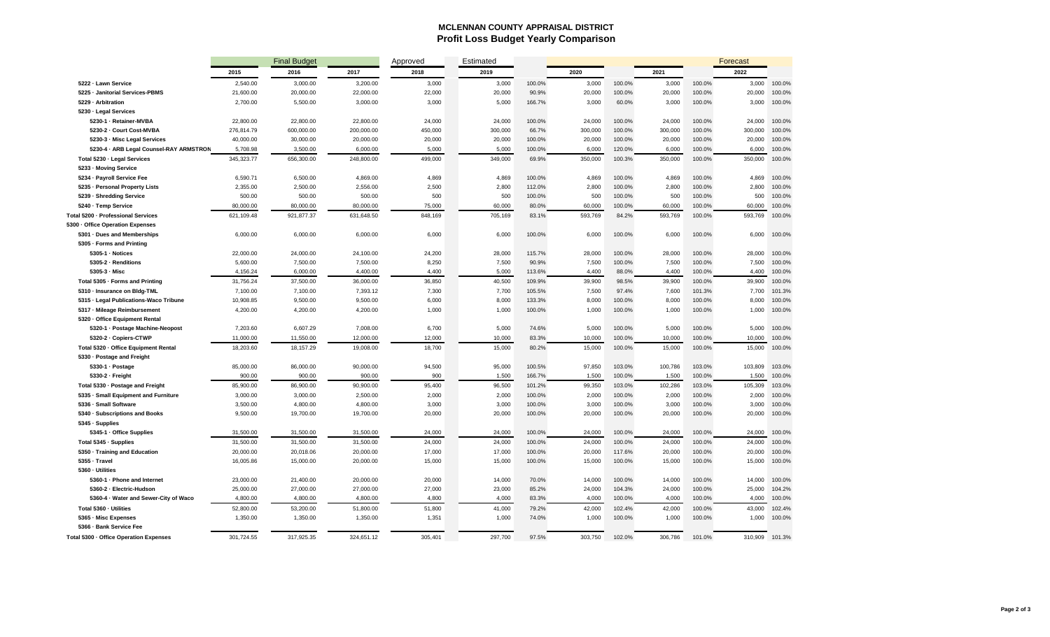# MCLENNAN COUNTY APPRAISAL DISTRICT

## Profit Loss Budget Yearly Comparison

| | Final Budget | | | Approved | Estimated | | | | | | Forecast | |
|---|---|---|---|---|---|---|---|---|---|---|---|---|
| | 2015 | 2016 | 2017 | 2018 | 2019 | | 2020 | | 2021 | | 2022 | |
| 5222 · Lawn Service | 2,540.00 | 3,000.00 | 3,200.00 | 3,000 | 3,000 | 100.0% | 3,000 | 100.0% | 3,000 | 100.0% | 3,000 | 100.0% |
| 5225 · Janitorial Services-PBMS | 21,600.00 | 20,000.00 | 22,000.00 | 22,000 | 20,000 | 90.9% | 20,000 | 100.0% | 20,000 | 100.0% | 20,000 | 100.0% |
| 5229 · Arbitration | 2,700.00 | 5,500.00 | 3,000.00 | 3,000 | 5,000 | 166.7% | 3,000 | 60.0% | 3,000 | 100.0% | 3,000 | 100.0% |
| 5230 · Legal Services | | | | | | | | | | | | |
| 5230-1 · Retainer-MVBA | 22,800.00 | 22,800.00 | 22,800.00 | 24,000 | 24,000 | 100.0% | 24,000 | 100.0% | 24,000 | 100.0% | 24,000 | 100.0% |
| 5230-2 · Court Cost-MVBA | 276,814.79 | 600,000.00 | 200,000.00 | 450,000 | 300,000 | 66.7% | 300,000 | 100.0% | 300,000 | 100.0% | 300,000 | 100.0% |
| 5230-3 · Misc Legal Services | 40,000.00 | 30,000.00 | 20,000.00 | 20,000 | 20,000 | 100.0% | 20,000 | 100.0% | 20,000 | 100.0% | 20,000 | 100.0% |
| 5230-4 · ARB Legal Counsel-RAY ARMSTRON | 5,708.98 | 3,500.00 | 6,000.00 | 5,000 | 5,000 | 100.0% | 6,000 | 120.0% | 6,000 | 100.0% | 6,000 | 100.0% |
| Total 5230 · Legal Services | 345,323.77 | 656,300.00 | 248,800.00 | 499,000 | 349,000 | 69.9% | 350,000 | 100.3% | 350,000 | 100.0% | 350,000 | 100.0% |
| 5233 · Moving Service | | | | | | | | | | | | |
| 5234 · Payroll Service Fee | 6,590.71 | 6,500.00 | 4,869.00 | 4,869 | 4,869 | 100.0% | 4,869 | 100.0% | 4,869 | 100.0% | 4,869 | 100.0% |
| 5235 · Personal Property Lists | 2,355.00 | 2,500.00 | 2,556.00 | 2,500 | 2,800 | 112.0% | 2,800 | 100.0% | 2,800 | 100.0% | 2,800 | 100.0% |
| 5239 · Shredding Service | 500.00 | 500.00 | 500.00 | 500 | 500 | 100.0% | 500 | 100.0% | 500 | 100.0% | 500 | 100.0% |
| 5240 · Temp Service | 80,000.00 | 80,000.00 | 80,000.00 | 75,000 | 60,000 | 80.0% | 60,000 | 100.0% | 60,000 | 100.0% | 60,000 | 100.0% |
| Total 5200 · Professional Services | 621,109.48 | 921,877.37 | 631,648.50 | 848,169 | 705,169 | 83.1% | 593,769 | 84.2% | 593,769 | 100.0% | 593,769 | 100.0% |
| 5300 · Office Operation Expenses | | | | | | | | | | | | |
| 5301 · Dues and Memberships | 6,000.00 | 6,000.00 | 6,000.00 | 6,000 | 6,000 | 100.0% | 6,000 | 100.0% | 6,000 | 100.0% | 6,000 | 100.0% |
| 5305 · Forms and Printing | | | | | | | | | | | | |
| 5305-1 · Notices | 22,000.00 | 24,000.00 | 24,100.00 | 24,200 | 28,000 | 115.7% | 28,000 | 100.0% | 28,000 | 100.0% | 28,000 | 100.0% |
| 5305-2 · Renditions | 5,600.00 | 7,500.00 | 7,500.00 | 8,250 | 7,500 | 90.9% | 7,500 | 100.0% | 7,500 | 100.0% | 7,500 | 100.0% |
| 5305-3 · Misc | 4,156.24 | 6,000.00 | 4,400.00 | 4,400 | 5,000 | 113.6% | 4,400 | 88.0% | 4,400 | 100.0% | 4,400 | 100.0% |
| Total 5305 · Forms and Printing | 31,756.24 | 37,500.00 | 36,000.00 | 36,850 | 40,500 | 109.9% | 39,900 | 98.5% | 39,900 | 100.0% | 39,900 | 100.0% |
| 5310 · Insurance on Bldg-TML | 7,100.00 | 7,100.00 | 7,393.12 | 7,300 | 7,700 | 105.5% | 7,500 | 97.4% | 7,600 | 101.3% | 7,700 | 101.3% |
| 5315 · Legal Publications-Waco Tribune | 10,908.85 | 9,500.00 | 9,500.00 | 6,000 | 8,000 | 133.3% | 8,000 | 100.0% | 8,000 | 100.0% | 8,000 | 100.0% |
| 5317 · Mileage Reimbursement | 4,200.00 | 4,200.00 | 4,200.00 | 1,000 | 1,000 | 100.0% | 1,000 | 100.0% | 1,000 | 100.0% | 1,000 | 100.0% |
| 5320 · Office Equipment Rental | | | | | | | | | | | | |
| 5320-1 · Postage Machine-Neopost | 7,203.60 | 6,607.29 | 7,008.00 | 6,700 | 5,000 | 74.6% | 5,000 | 100.0% | 5,000 | 100.0% | 5,000 | 100.0% |
| 5320-2 · Copiers-CTWP | 11,000.00 | 11,550.00 | 12,000.00 | 12,000 | 10,000 | 83.3% | 10,000 | 100.0% | 10,000 | 100.0% | 10,000 | 100.0% |
| Total 5320 · Office Equipment Rental | 18,203.60 | 18,157.29 | 19,008.00 | 18,700 | 15,000 | 80.2% | 15,000 | 100.0% | 15,000 | 100.0% | 15,000 | 100.0% |
| 5330 · Postage and Freight | | | | | | | | | | | | |
| 5330-1 · Postage | 85,000.00 | 86,000.00 | 90,000.00 | 94,500 | 95,000 | 100.5% | 97,850 | 103.0% | 100,786 | 103.0% | 103,809 | 103.0% |
| 5330-2 · Freight | 900.00 | 900.00 | 900.00 | 900 | 1,500 | 166.7% | 1,500 | 100.0% | 1,500 | 100.0% | 1,500 | 100.0% |
| Total 5330 · Postage and Freight | 85,900.00 | 86,900.00 | 90,900.00 | 95,400 | 96,500 | 101.2% | 99,350 | 103.0% | 102,286 | 103.0% | 105,309 | 103.0% |
| 5335 · Small Equipment and Furniture | 3,000.00 | 3,000.00 | 2,500.00 | 2,000 | 2,000 | 100.0% | 2,000 | 100.0% | 2,000 | 100.0% | 2,000 | 100.0% |
| 5336 · Small Software | 3,500.00 | 4,800.00 | 4,800.00 | 3,000 | 3,000 | 100.0% | 3,000 | 100.0% | 3,000 | 100.0% | 3,000 | 100.0% |
| 5340 · Subscriptions and Books | 9,500.00 | 19,700.00 | 19,700.00 | 20,000 | 20,000 | 100.0% | 20,000 | 100.0% | 20,000 | 100.0% | 20,000 | 100.0% |
| 5345 · Supplies | | | | | | | | | | | | |
| 5345-1 · Office Supplies | 31,500.00 | 31,500.00 | 31,500.00 | 24,000 | 24,000 | 100.0% | 24,000 | 100.0% | 24,000 | 100.0% | 24,000 | 100.0% |
| Total 5345 · Supplies | 31,500.00 | 31,500.00 | 31,500.00 | 24,000 | 24,000 | 100.0% | 24,000 | 100.0% | 24,000 | 100.0% | 24,000 | 100.0% |
| 5350 · Training and Education | 20,000.00 | 20,018.06 | 20,000.00 | 17,000 | 17,000 | 100.0% | 20,000 | 117.6% | 20,000 | 100.0% | 20,000 | 100.0% |
| 5355 · Travel | 16,005.86 | 15,000.00 | 20,000.00 | 15,000 | 15,000 | 100.0% | 15,000 | 100.0% | 15,000 | 100.0% | 15,000 | 100.0% |
| 5360 · Utilities | | | | | | | | | | | | |
| 5360-1 · Phone and Internet | 23,000.00 | 21,400.00 | 20,000.00 | 20,000 | 14,000 | 70.0% | 14,000 | 100.0% | 14,000 | 100.0% | 14,000 | 100.0% |
| 5360-2 · Electric-Hudson | 25,000.00 | 27,000.00 | 27,000.00 | 27,000 | 23,000 | 85.2% | 24,000 | 104.3% | 24,000 | 100.0% | 25,000 | 104.2% |
| 5360-4 · Water and Sewer-City of Waco | 4,800.00 | 4,800.00 | 4,800.00 | 4,800 | 4,000 | 83.3% | 4,000 | 100.0% | 4,000 | 100.0% | 4,000 | 100.0% |
| Total 5360 · Utilities | 52,800.00 | 53,200.00 | 51,800.00 | 51,800 | 41,000 | 79.2% | 42,000 | 102.4% | 42,000 | 100.0% | 43,000 | 102.4% |
| 5365 · Misc Expenses | 1,350.00 | 1,350.00 | 1,350.00 | 1,351 | 1,000 | 74.0% | 1,000 | 100.0% | 1,000 | 100.0% | 1,000 | 100.0% |
| 5366 · Bank Service Fee | | | | | | | | | | | | |
| Total 5300 · Office Operation Expenses | 301,724.55 | 317,925.35 | 324,651.12 | 305,401 | 297,700 | 97.5% | 303,750 | 102.0% | 306,786 | 101.0% | 310,909 | 101.3% |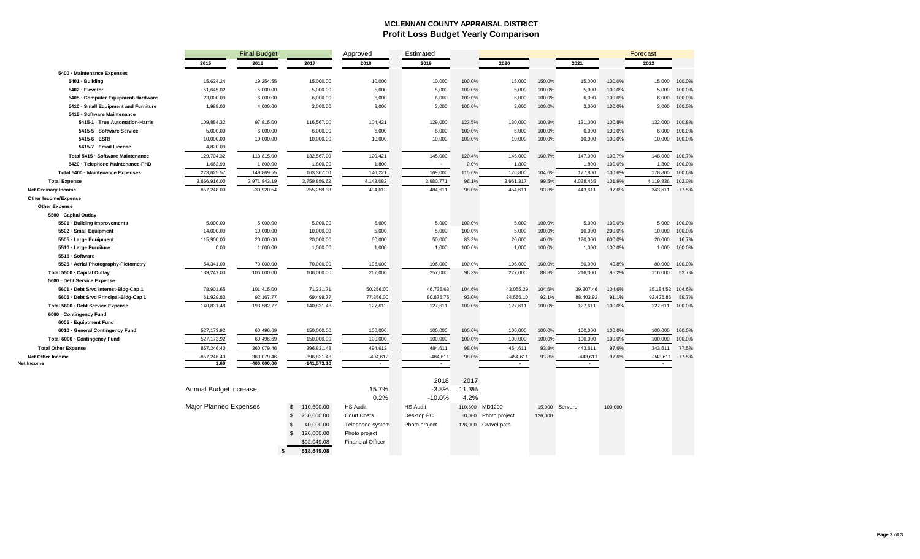# MCLENNAN COUNTY APPRAISAL DISTRICT

## Profit Loss Budget Yearly Comparison

| | Final Budget | | | Approved | Estimated | | | | | | Forecast | |
|---|---|---|---|---|---|---|---|---|---|---|---|---|
| | 2015 | 2016 | 2017 | 2018 | 2019 | | 2020 | | 2021 | | 2022 | |
| 5400 · Maintenance Expenses | | | | | | | | | | | | |
| 5401 · Building | 15,624.24 | 19,254.55 | 15,000.00 | 10,000 | 10,000 | 100.0% | 15,000 | 150.0% | 15,000 | 100.0% | 15,000 | 100.0% |
| 5402 · Elevator | 51,645.02 | 5,000.00 | 5,000.00 | 5,000 | 5,000 | 100.0% | 5,000 | 100.0% | 5,000 | 100.0% | 5,000 | 100.0% |
| 5405 · Computer Equipment-Hardware | 23,000.00 | 6,000.00 | 6,000.00 | 6,000 | 6,000 | 100.0% | 6,000 | 100.0% | 6,000 | 100.0% | 6,000 | 100.0% |
| 5410 · Small Equipment and Furniture | 1,989.00 | 4,000.00 | 3,000.00 | 3,000 | 3,000 | 100.0% | 3,000 | 100.0% | 3,000 | 100.0% | 3,000 | 100.0% |
| 5415 · Software Maintenance | | | | | | | | | | | | |
| 5415-1 · True Automation-Harris | 109,884.32 | 97,815.00 | 116,567.00 | 104,421 | 129,000 | 123.5% | 130,000 | 100.8% | 131,000 | 100.8% | 132,000 | 100.8% |
| 5415-5 · Software Service | 5,000.00 | 6,000.00 | 6,000.00 | 6,000 | 6,000 | 100.0% | 6,000 | 100.0% | 6,000 | 100.0% | 6,000 | 100.0% |
| 5415-6 · ESRI | 10,000.00 | 10,000.00 | 10,000.00 | 10,000 | 10,000 | 100.0% | 10,000 | 100.0% | 10,000 | 100.0% | 10,000 | 100.0% |
| 5415-7 · Email License | 4,820.00 | | | | | | | | | | | |
| Total 5415 · Software Maintenance | 129,704.32 | 113,815.00 | 132,567.00 | 120,421 | 145,000 | 120.4% | 146,000 | 100.7% | 147,000 | 100.7% | 148,000 | 100.7% |
| 5420 · Telephone Maintenance-PHD | 1,662.99 | 1,800.00 | 1,800.00 | 1,800 | - | 0.0% | 1,800 | | 1,800 | 100.0% | 1,800 | 100.0% |
| Total 5400 · Maintenance Expenses | 223,625.57 | 149,869.55 | 163,367.00 | 146,221 | 169,000 | 115.6% | 176,800 | 104.6% | 177,800 | 100.6% | 178,800 | 100.6% |
| Total Expense | 3,656,916.00 | 3,971,843.19 | 3,759,856.62 | 4,143,082 | 3,980,771 | 96.1% | 3,961,317 | 99.5% | 4,038,465 | 101.9% | 4,119,836 | 102.0% |
| Net Ordinary Income | 857,248.00 | -39,920.54 | 255,258.38 | 494,612 | 484,611 | 98.0% | 454,611 | 93.8% | 443,611 | 97.6% | 343,611 | 77.5% |
| Other Income/Expense | | | | | | | | | | | | |
| Other Expense | | | | | | | | | | | | |
| 5500 · Capital Outlay | | | | | | | | | | | | |
| 5501 · Building Improvements | 5,000.00 | 5,000.00 | 5,000.00 | 5,000 | 5,000 | 100.0% | 5,000 | 100.0% | 5,000 | 100.0% | 5,000 | 100.0% |
| 5502 · Small Equipment | 14,000.00 | 10,000.00 | 10,000.00 | 5,000 | 5,000 | 100.0% | 5,000 | 100.0% | 10,000 | 200.0% | 10,000 | 100.0% |
| 5505 · Large Equipment | 115,900.00 | 20,000.00 | 20,000.00 | 60,000 | 50,000 | 83.3% | 20,000 | 40.0% | 120,000 | 600.0% | 20,000 | 16.7% |
| 5510 · Large Furniture | 0.00 | 1,000.00 | 1,000.00 | 1,000 | 1,000 | 100.0% | 1,000 | 100.0% | 1,000 | 100.0% | 1,000 | 100.0% |
| 5515 · Software | | | | | | | | | | | | |
| 5525 · Aerial Photography-Pictometry | 54,341.00 | 70,000.00 | 70,000.00 | 196,000 | 196,000 | 100.0% | 196,000 | 100.0% | 80,000 | 40.8% | 80,000 | 100.0% |
| Total 5500 · Capital Outlay | 189,241.00 | 106,000.00 | 106,000.00 | 267,000 | 257,000 | 96.3% | 227,000 | 88.3% | 216,000 | 95.2% | 116,000 | 53.7% |
| 5600 · Debt Service Expense | | | | | | | | | | | | |
| 5601 · Debt Srvc Interest-Bldg-Cap 1 | 78,901.65 | 101,415.00 | 71,331.71 | 50,256.00 | 46,735.63 | 104.6% | 43,055.29 | 104.6% | 39,207.46 | 104.6% | 35,184.52 | 104.6% |
| 5605 · Debt Srvc Principal-Bldg-Cap 1 | 61,929.83 | 92,167.77 | 69,499.77 | 77,356.00 | 80,875.75 | 93.0% | 84,556.10 | 92.1% | 88,403.92 | 91.1% | 92,426.86 | 89.7% |
| Total 5600 · Debt Service Expense | 140,831.48 | 193,582.77 | 140,831.48 | 127,612 | 127,611 | 100.0% | 127,611 | 100.0% | 127,611 | 100.0% | 127,611 | 100.0% |
| 6000 · Contingency Fund | | | | | | | | | | | | |
| 6005 · Equiptment Fund | | | | | | | | | | | | |
| 6010 · General Contingency Fund | 527,173.92 | 60,496.69 | 150,000.00 | 100,000 | 100,000 | 100.0% | 100,000 | 100.0% | 100,000 | 100.0% | 100,000 | 100.0% |
| Total 6000 · Contingency Fund | 527,173.92 | 60,496.69 | 150,000.00 | 100,000 | 100,000 | 100.0% | 100,000 | 100.0% | 100,000 | 100.0% | 100,000 | 100.0% |
| Total Other Expense | 857,246.40 | 360,079.46 | 396,831.48 | 494,612 | 484,611 | 98.0% | 454,611 | 93.8% | 443,611 | 97.6% | 343,611 | 77.5% |
| Net Other Income | -857,246.40 | -360,079.46 | -396,831.48 | -494,612 | -484,611 | 98.0% | -454,611 | 93.8% | -443,611 | 97.6% | -343,611 | 77.5% |
| **Net Income** | **1.60** | **-400,000.00** | **-141,573.10** | - | - | | - | | - | | - | |

| | | | 2018 | 2017 |
|---|---|---|---|---|
| Annual Budget increase | | 15.7% | -3.8% | 11.3% |
| | | 0.2% | -10.0% | 4.2% |

| Major Planned Expenses | | | | | | | | | |
|---|---|---|---|---|---|---|---|---|---|
| | $ 110,600.00 | HS Audit | HS Audit | 110,600 | MD1200 | 15,000 | Servers | 100,000 |
| | $ 250,000.00 | Court Costs | Desktop PC | 50,000 | Photo project | 126,000 | | |
| | $ 40,000.00 | Telephone system | Photo project | 126,000 | Gravel path | | | |
| | $ 126,000.00 | Photo project | | | | | | |
| | $92,049.08 | Financial Officer | | | | | | |
| | **$ 618,649.08** | | | | | | | |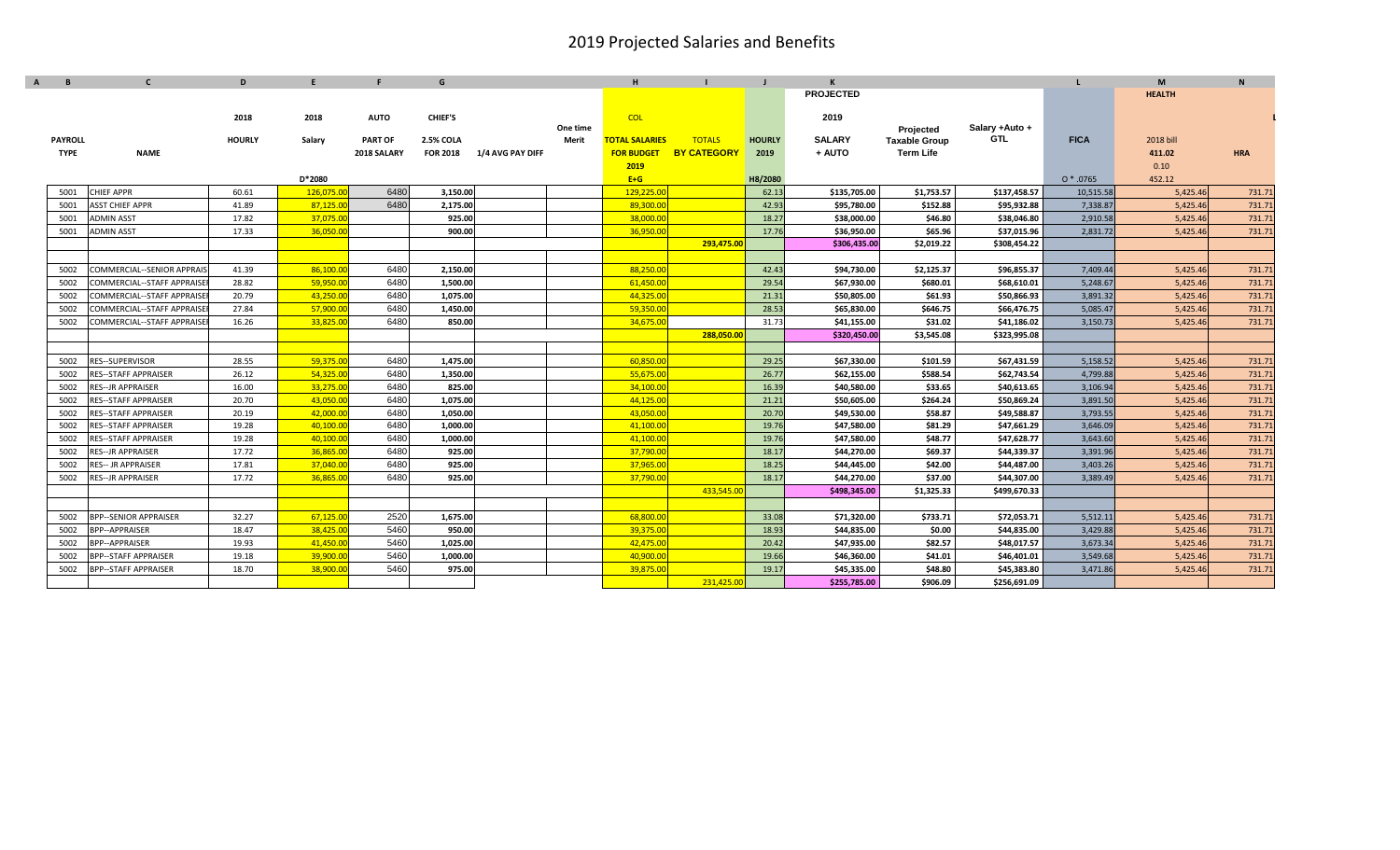# 2019 Projected Salaries and Benefits

| A | B | C | D | E | F | G | | | H | I | J | K | | | L | M | N |
|---|---|---|---|---|---|---|---|---|---|---|---|---|---|---|---|---|---|
| | | | | | | | | | | | | PROJECTED | | | | HEALTH | |
| | | | 2018 | 2018 | AUTO | CHIEF'S | | One time | COL | | | 2019 | Projected | Salary +Auto + | | | |
| | PAYROLL | | HOURLY | Salary | PART OF | 2.5% COLA | | Merit | TOTAL SALARIES | TOTALS | HOURLY | SALARY | Taxable Group | GTL | FICA | 2018 bill | |
| | TYPE | NAME | | | 2018 SALARY | FOR 2018 | 1/4 AVG PAY DIFF | | FOR BUDGET | BY CATEGORY | 2019 | + AUTO | Term Life | | | 411.02 | HRA |
| | | | | | | | | | 2019 | | | | | | | 0.10 | |
| | | | | D*2080 | | | | | E+G | | H8/2080 | | | | O * .0765 | 452.12 | |
| | 5001 | CHIEF APPR | 60.61 | 126,075.00 | 6480 | 3,150.00 | | | 129,225.00 | | 62.13 | $135,705.00 | $1,753.57 | $137,458.57 | 10,515.58 | 5,425.46 | 731.71 |
| | 5001 | ASST CHIEF APPR | 41.89 | 87,125.00 | 6480 | 2,175.00 | | | 89,300.00 | | 42.93 | $95,780.00 | $152.88 | $95,932.88 | 7,338.87 | 5,425.46 | 731.71 |
| | 5001 | ADMIN ASST | 17.82 | 37,075.00 | | 925.00 | | | 38,000.00 | | 18.27 | $38,000.00 | $46.80 | $38,046.80 | 2,910.58 | 5,425.46 | 731.71 |
| | 5001 | ADMIN ASST | 17.33 | 36,050.00 | | 900.00 | | | 36,950.00 | | 17.76 | $36,950.00 | $65.96 | $37,015.96 | 2,831.72 | 5,425.46 | 731.71 |
| | | | | | | | | | | 293,475.00 | | $306,435.00 | $2,019.22 | $308,454.22 | | | |
| | | | | | | | | | | | | | | | | | |
| | 5002 | COMMERCIAL--SENIOR APPRAIS | 41.39 | 86,100.00 | 6480 | 2,150.00 | | | 88,250.00 | | 42.43 | $94,730.00 | $2,125.37 | $96,855.37 | 7,409.44 | 5,425.46 | 731.71 |
| | 5002 | COMMERCIAL--STAFF APPRAISE | 28.82 | 59,950.00 | 6480 | 1,500.00 | | | 61,450.00 | | 29.54 | $67,930.00 | $680.01 | $68,610.01 | 5,248.67 | 5,425.46 | 731.71 |
| | 5002 | COMMERCIAL--STAFF APPRAISE | 20.79 | 43,250.00 | 6480 | 1,075.00 | | | 44,325.00 | | 21.31 | $50,805.00 | $61.93 | $50,866.93 | 3,891.32 | 5,425.46 | 731.71 |
| | 5002 | COMMERCIAL--STAFF APPRAISE | 27.84 | 57,900.00 | 6480 | 1,450.00 | | | 59,350.00 | | 28.53 | $65,830.00 | $646.75 | $66,476.75 | 5,085.47 | 5,425.46 | 731.71 |
| | 5002 | COMMERCIAL--STAFF APPRAISE | 16.26 | 33,825.00 | 6480 | 850.00 | | | 34,675.00 | | 31.73 | $41,155.00 | $31.02 | $41,186.02 | 3,150.73 | 5,425.46 | 731.71 |
| | | | | | | | | | | 288,050.00 | | $320,450.00 | $3,545.08 | $323,995.08 | | | |
| | | | | | | | | | | | | | | | | | |
| | 5002 | RES--SUPERVISOR | 28.55 | 59,375.00 | 6480 | 1,475.00 | | | 60,850.00 | | 29.25 | $67,330.00 | $101.59 | $67,431.59 | 5,158.52 | 5,425.46 | 731.71 |
| | 5002 | RES--STAFF APPRAISER | 26.12 | 54,325.00 | 6480 | 1,350.00 | | | 55,675.00 | | 26.77 | $62,155.00 | $588.54 | $62,743.54 | 4,799.88 | 5,425.46 | 731.71 |
| | 5002 | RES--JR APPRAISER | 16.00 | 33,275.00 | 6480 | 825.00 | | | 34,100.00 | | 16.39 | $40,580.00 | $33.65 | $40,613.65 | 3,106.94 | 5,425.46 | 731.71 |
| | 5002 | RES--STAFF APPRAISER | 20.70 | 43,050.00 | 6480 | 1,075.00 | | | 44,125.00 | | 21.21 | $50,605.00 | $264.24 | $50,869.24 | 3,891.50 | 5,425.46 | 731.71 |
| | 5002 | RES--STAFF APPRAISER | 20.19 | 42,000.00 | 6480 | 1,050.00 | | | 43,050.00 | | 20.70 | $49,530.00 | $58.87 | $49,588.87 | 3,793.55 | 5,425.46 | 731.71 |
| | 5002 | RES--STAFF APPRAISER | 19.28 | 40,100.00 | 6480 | 1,000.00 | | | 41,100.00 | | 19.76 | $47,580.00 | $81.29 | $47,661.29 | 3,646.09 | 5,425.46 | 731.71 |
| | 5002 | RES--STAFF APPRAISER | 19.28 | 40,100.00 | 6480 | 1,000.00 | | | 41,100.00 | | 19.76 | $47,580.00 | $48.77 | $47,628.77 | 3,643.60 | 5,425.46 | 731.71 |
| | 5002 | RES--JR APPRAISER | 17.72 | 36,865.00 | 6480 | 925.00 | | | 37,790.00 | | 18.17 | $44,270.00 | $69.37 | $44,339.37 | 3,391.96 | 5,425.46 | 731.71 |
| | 5002 | RES-- JR APPRAISER | 17.81 | 37,040.00 | 6480 | 925.00 | | | 37,965.00 | | 18.25 | $44,445.00 | $42.00 | $44,487.00 | 3,403.26 | 5,425.46 | 731.71 |
| | 5002 | RES--JR APPRAISER | 17.72 | 36,865.00 | 6480 | 925.00 | | | 37,790.00 | | 18.17 | $44,270.00 | $37.00 | $44,307.00 | 3,389.49 | 5,425.46 | 731.71 |
| | | | | | | | | | | 433,545.00 | | $498,345.00 | $1,325.33 | $499,670.33 | | | |
| | | | | | | | | | | | | | | | | | |
| | 5002 | BPP--SENIOR APPRAISER | 32.27 | 67,125.00 | 2520 | 1,675.00 | | | 68,800.00 | | 33.08 | $71,320.00 | $733.71 | $72,053.71 | 5,512.11 | 5,425.46 | 731.71 |
| | 5002 | BPP--APPRAISER | 18.47 | 38,425.00 | 5460 | 950.00 | | | 39,375.00 | | 18.93 | $44,835.00 | $0.00 | $44,835.00 | 3,429.88 | 5,425.46 | 731.71 |
| | 5002 | BPP--APPRAISER | 19.93 | 41,450.00 | 5460 | 1,025.00 | | | 42,475.00 | | 20.42 | $47,935.00 | $82.57 | $48,017.57 | 3,673.34 | 5,425.46 | 731.71 |
| | 5002 | BPP--STAFF APPRAISER | 19.18 | 39,900.00 | 5460 | 1,000.00 | | | 40,900.00 | | 19.66 | $46,360.00 | $41.01 | $46,401.01 | 3,549.68 | 5,425.46 | 731.71 |
| | 5002 | BPP--STAFF APPRAISER | 18.70 | 38,900.00 | 5460 | 975.00 | | | 39,875.00 | | 19.17 | $45,335.00 | $48.80 | $45,383.80 | 3,471.86 | 5,425.46 | 731.71 |
| | | | | | | | | | | 231,425.00 | | $255,785.00 | $906.09 | $256,691.09 | | | |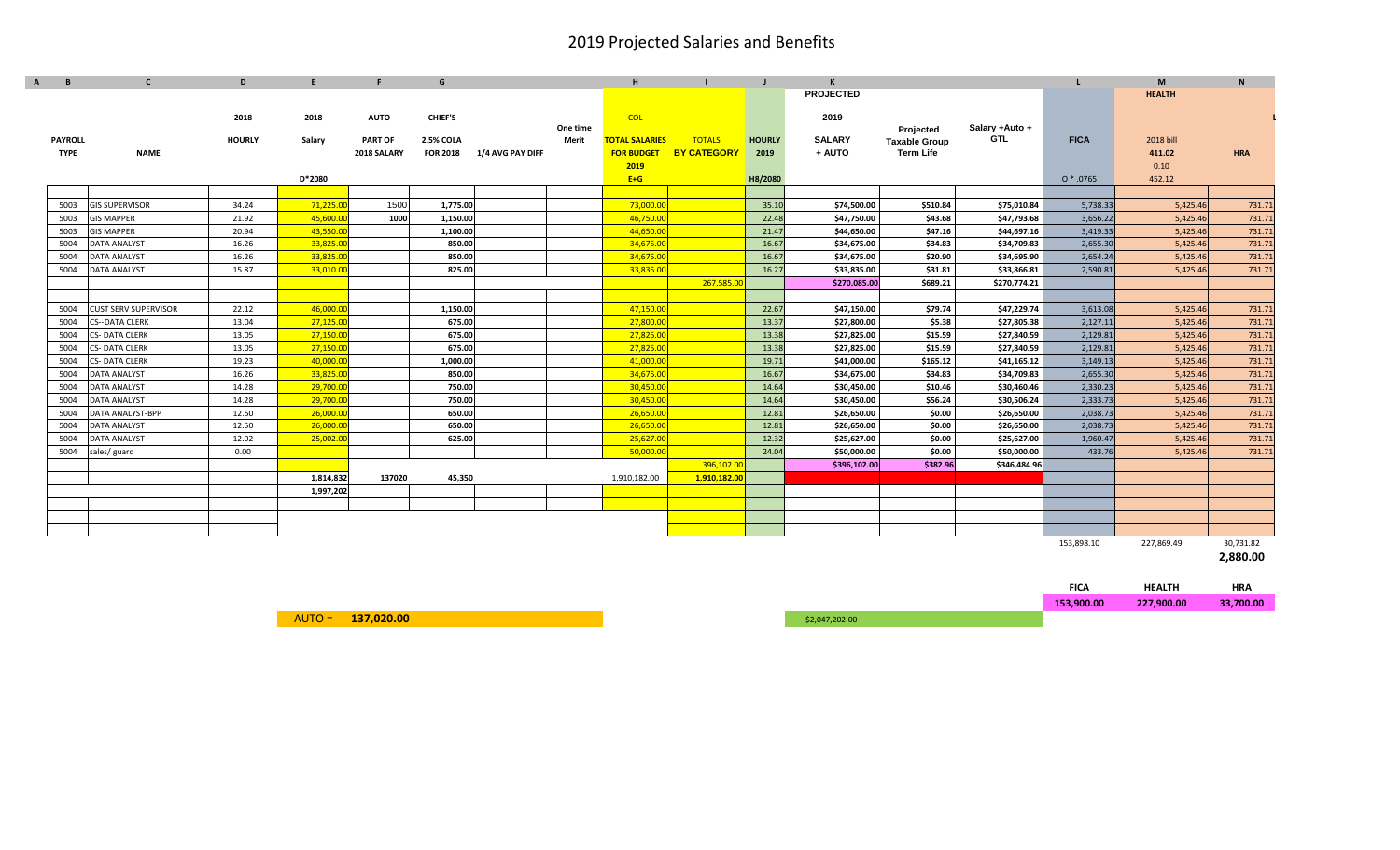# 2019 Projected Salaries and Benefits

| A B | C | D | E | F | G | | | H | I | J | K | | | L | M | N |
|---|---|---|---|---|---|---|---|---|---|---|---|---|---|---|---|---|
| | | | | | | | | | | | PROJECTED | | | | HEALTH | |
| PAYROLL TYPE | NAME | 2018 HOURLY | 2018 Salary | AUTO PART OF 2018 SALARY | CHIEF'S 2.5% COLA FOR 2018 | 1/4 AVG PAY DIFF | One time Merit | COL TOTAL SALARIES FOR BUDGET 2019 | TOTALS BY CATEGORY | HOURLY 2019 | 2019 SALARY + AUTO | Projected Taxable Group Term Life | Salary +Auto + GTL | FICA | 2018 bill 411.02 0.10 452.12 | HRA |
| | | | D*2080 | | | | | E+G | | H8/2080 | | | | O * .0765 | | |
| 5003 | GIS SUPERVISOR | 34.24 | 71,225.00 | 1500 | 1,775.00 | | | 73,000.00 | | 35.10 | $74,500.00 | $510.84 | $75,010.84 | 5,738.33 | 5,425.46 | 731.71 |
| 5003 | GIS MAPPER | 21.92 | 45,600.00 | 1000 | 1,150.00 | | | 46,750.00 | | 22.48 | $47,750.00 | $43.68 | $47,793.68 | 3,656.22 | 5,425.46 | 731.71 |
| 5003 | GIS MAPPER | 20.94 | 43,550.00 | | 1,100.00 | | | 44,650.00 | | 21.47 | $44,650.00 | $47.16 | $44,697.16 | 3,419.33 | 5,425.46 | 731.71 |
| 5004 | DATA ANALYST | 16.26 | 33,825.00 | | 850.00 | | | 34,675.00 | | 16.67 | $34,675.00 | $34.83 | $34,709.83 | 2,655.30 | 5,425.46 | 731.71 |
| 5004 | DATA ANALYST | 16.26 | 33,825.00 | | 850.00 | | | 34,675.00 | | 16.67 | $34,675.00 | $20.90 | $34,695.90 | 2,654.24 | 5,425.46 | 731.71 |
| 5004 | DATA ANALYST | 15.87 | 33,010.00 | | 825.00 | | | 33,835.00 | | 16.27 | $33,835.00 | $31.81 | $33,866.81 | 2,590.81 | 5,425.46 | 731.71 |
| | | | | | | | | | 267,585.00 | | $270,085.00 | $689.21 | $270,774.21 | | | |
| | | | | | | | | | | | | | | | | |
| 5004 | CUST SERV SUPERVISOR | 22.12 | 46,000.00 | | 1,150.00 | | | 47,150.00 | | 22.67 | $47,150.00 | $79.74 | $47,229.74 | 3,613.08 | 5,425.46 | 731.71 |
| 5004 | CS--DATA CLERK | 13.04 | 27,125.00 | | 675.00 | | | 27,800.00 | | 13.37 | $27,800.00 | $5.38 | $27,805.38 | 2,127.11 | 5,425.46 | 731.71 |
| 5004 | CS- DATA CLERK | 13.05 | 27,150.00 | | 675.00 | | | 27,825.00 | | 13.38 | $27,825.00 | $15.59 | $27,840.59 | 2,129.81 | 5,425.46 | 731.71 |
| 5004 | CS- DATA CLERK | 13.05 | 27,150.00 | | 675.00 | | | 27,825.00 | | 13.38 | $27,825.00 | $15.59 | $27,840.59 | 2,129.81 | 5,425.46 | 731.71 |
| 5004 | CS- DATA CLERK | 19.23 | 40,000.00 | | 1,000.00 | | | 41,000.00 | | 19.71 | $41,000.00 | $165.12 | $41,165.12 | 3,149.13 | 5,425.46 | 731.71 |
| 5004 | DATA ANALYST | 16.26 | 33,825.00 | | 850.00 | | | 34,675.00 | | 16.67 | $34,675.00 | $34.83 | $34,709.83 | 2,655.30 | 5,425.46 | 731.71 |
| 5004 | DATA ANALYST | 14.28 | 29,700.00 | | 750.00 | | | 30,450.00 | | 14.64 | $30,450.00 | $10.46 | $30,460.46 | 2,330.23 | 5,425.46 | 731.71 |
| 5004 | DATA ANALYST | 14.28 | 29,700.00 | | 750.00 | | | 30,450.00 | | 14.64 | $30,450.00 | $56.24 | $30,506.24 | 2,333.73 | 5,425.46 | 731.71 |
| 5004 | DATA ANALYST-BPP | 12.50 | 26,000.00 | | 650.00 | | | 26,650.00 | | 12.81 | $26,650.00 | $0.00 | $26,650.00 | 2,038.73 | 5,425.46 | 731.71 |
| 5004 | DATA ANALYST | 12.50 | 26,000.00 | | 650.00 | | | 26,650.00 | | 12.81 | $26,650.00 | $0.00 | $26,650.00 | 2,038.73 | 5,425.46 | 731.71 |
| 5004 | DATA ANALYST | 12.02 | 25,002.00 | | 625.00 | | | 25,627.00 | | 12.32 | $25,627.00 | $0.00 | $25,627.00 | 1,960.47 | 5,425.46 | 731.71 |
| 5004 | sales/ guard | 0.00 | | | | | | 50,000.00 | | 24.04 | $50,000.00 | $0.00 | $50,000.00 | 433.76 | 5,425.46 | 731.71 |
| | | | | | | | | | 396,102.00 | | $396,102.00 | $382.96 | $346,484.96 | | | |
| | | | 1,814,832 | 137020 | 45,350 | | | 1,910,182.00 | 1,910,182.00 | | | | | | | |
| | | | 1,997,202 | | | | | | | | | | | | | |
| | | | | | | | | | | | | | | 153,898.10 | 227,869.49 | 30,731.82 |
| | | | | | | | | | | | | | | | | 2,880.00 |

| FICA | HEALTH | HRA |
|---|---|---|
| 153,900.00 | 227,900.00 | 33,700.00 |

AUTO = **137,020.00**

$2,047,202.00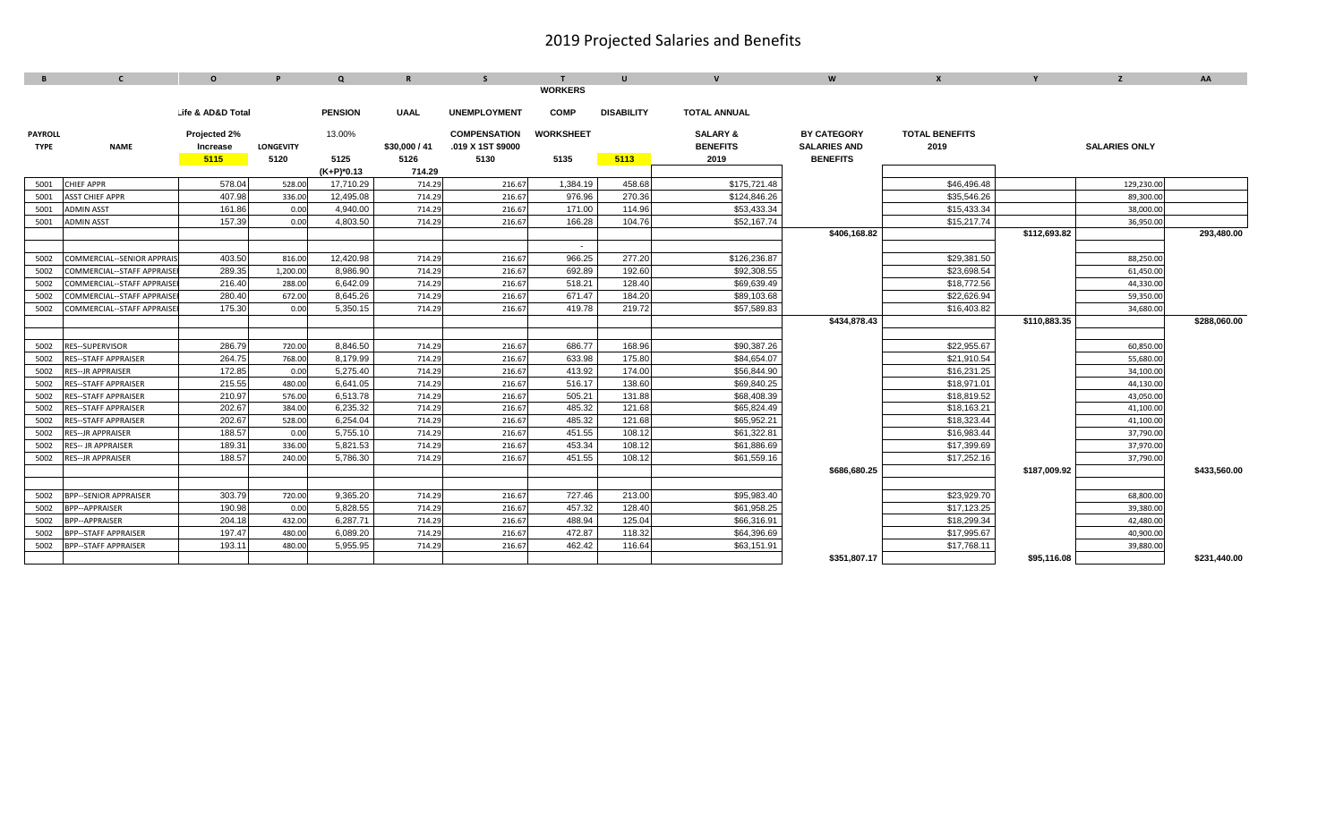# 2019 Projected Salaries and Benefits

| B | C | O | P | Q | R | S | T | U | V | W | X | Y | Z | AA |
|---|---|---|---|---|---|---|---|---|---|---|---|---|---|---|
| | | | | | | | WORKERS | | | | | | | |
| | | Life & AD&D Total | | PENSION | UAAL | UNEMPLOYMENT | COMP | DISABILITY | TOTAL ANNUAL | | | | | |
| PAYROLL | | Projected 2% | | 13.00% | | COMPENSATION | WORKSHEET | | SALARY & | BY CATEGORY | TOTAL BENEFITS | | | |
| TYPE | NAME | Increase | LONGEVITY | | $30,000 / 41 | .019 X 1ST $9000 | | | BENEFITS | SALARIES AND | 2019 | | SALARIES ONLY | |
| | | 5115 | 5120 | 5125 | 5126 | 5130 | 5135 | 5113 | 2019 | BENEFITS | | | | |
| | | | | (K+P)*0.13 | 714.29 | | | | | | | | | |
| 5001 | CHIEF APPR | 578.04 | 528.00 | 17,710.29 | 714.29 | 216.67 | 1,384.19 | 458.68 | $175,721.48 | | $46,496.48 | | 129,230.00 | |
| 5001 | ASST CHIEF APPR | 407.98 | 336.00 | 12,495.08 | 714.29 | 216.67 | 976.96 | 270.36 | $124,846.26 | | $35,546.26 | | 89,300.00 | |
| 5001 | ADMIN ASST | 161.86 | 0.00 | 4,940.00 | 714.29 | 216.67 | 171.00 | 114.96 | $53,433.34 | | $15,433.34 | | 38,000.00 | |
| 5001 | ADMIN ASST | 157.39 | 0.00 | 4,803.50 | 714.29 | 216.67 | 166.28 | 104.76 | $52,167.74 | | $15,217.74 | | 36,950.00 | |
| | | | | | | | | | | $406,168.82 | | $112,693.82 | | 293,480.00 |
| | | | | | | | - | | | | | | | |
| 5002 | COMMERCIAL--SENIOR APPRAIS | 403.50 | 816.00 | 12,420.98 | 714.29 | 216.67 | 966.25 | 277.20 | $126,236.87 | | $29,381.50 | | 88,250.00 | |
| 5002 | COMMERCIAL--STAFF APPRAISE | 289.35 | 1,200.00 | 8,986.90 | 714.29 | 216.67 | 692.89 | 192.60 | $92,308.55 | | $23,698.54 | | 61,450.00 | |
| 5002 | COMMERCIAL--STAFF APPRAISE | 216.40 | 288.00 | 6,642.09 | 714.29 | 216.67 | 518.21 | 128.40 | $69,639.49 | | $18,772.56 | | 44,330.00 | |
| 5002 | COMMERCIAL--STAFF APPRAISE | 280.40 | 672.00 | 8,645.26 | 714.29 | 216.67 | 671.47 | 184.20 | $89,103.68 | | $22,626.94 | | 59,350.00 | |
| 5002 | COMMERCIAL--STAFF APPRAISE | 175.30 | 0.00 | 5,350.15 | 714.29 | 216.67 | 419.78 | 219.72 | $57,589.83 | | $16,403.82 | | 34,680.00 | |
| | | | | | | | | | | $434,878.43 | | $110,883.35 | | $288,060.00 |
| 5002 | RES--SUPERVISOR | 286.79 | 720.00 | 8,846.50 | 714.29 | 216.67 | 686.77 | 168.96 | $90,387.26 | | $22,955.67 | | 60,850.00 | |
| 5002 | RES--STAFF APPRAISER | 264.75 | 768.00 | 8,179.99 | 714.29 | 216.67 | 633.98 | 175.80 | $84,654.07 | | $21,910.54 | | 55,680.00 | |
| 5002 | RES--JR APPRAISER | 172.85 | 0.00 | 5,275.40 | 714.29 | 216.67 | 413.92 | 174.00 | $56,844.90 | | $16,231.25 | | 34,100.00 | |
| 5002 | RES--STAFF APPRAISER | 215.55 | 480.00 | 6,641.05 | 714.29 | 216.67 | 516.17 | 138.60 | $69,840.25 | | $18,971.01 | | 44,130.00 | |
| 5002 | RES--STAFF APPRAISER | 210.97 | 576.00 | 6,513.78 | 714.29 | 216.67 | 505.21 | 131.88 | $68,408.39 | | $18,819.52 | | 43,050.00 | |
| 5002 | RES--STAFF APPRAISER | 202.67 | 384.00 | 6,235.32 | 714.29 | 216.67 | 485.32 | 121.68 | $65,824.49 | | $18,163.21 | | 41,100.00 | |
| 5002 | RES--STAFF APPRAISER | 202.67 | 528.00 | 6,254.04 | 714.29 | 216.67 | 485.32 | 121.68 | $65,952.21 | | $18,323.44 | | 41,100.00 | |
| 5002 | RES--JR APPRAISER | 188.57 | 0.00 | 5,755.10 | 714.29 | 216.67 | 451.55 | 108.12 | $61,322.81 | | $16,983.44 | | 37,790.00 | |
| 5002 | RES-- JR APPRAISER | 189.31 | 336.00 | 5,821.53 | 714.29 | 216.67 | 453.34 | 108.12 | $61,886.69 | | $17,399.69 | | 37,970.00 | |
| 5002 | RES--JR APPRAISER | 188.57 | 240.00 | 5,786.30 | 714.29 | 216.67 | 451.55 | 108.12 | $61,559.16 | | $17,252.16 | | 37,790.00 | |
| | | | | | | | | | | $686,680.25 | | $187,009.92 | | $433,560.00 |
| 5002 | BPP--SENIOR APPRAISER | 303.79 | 720.00 | 9,365.20 | 714.29 | 216.67 | 727.46 | 213.00 | $95,983.40 | | $23,929.70 | | 68,800.00 | |
| 5002 | BPP--APPRAISER | 190.98 | 0.00 | 5,828.55 | 714.29 | 216.67 | 457.32 | 128.40 | $61,958.25 | | $17,123.25 | | 39,380.00 | |
| 5002 | BPP--APPRAISER | 204.18 | 432.00 | 6,287.71 | 714.29 | 216.67 | 488.94 | 125.04 | $66,316.91 | | $18,299.34 | | 42,480.00 | |
| 5002 | BPP--STAFF APPRAISER | 197.47 | 480.00 | 6,089.20 | 714.29 | 216.67 | 472.87 | 118.32 | $64,396.69 | | $17,995.67 | | 40,900.00 | |
| 5002 | BPP--STAFF APPRAISER | 193.11 | 480.00 | 5,955.95 | 714.29 | 216.67 | 462.42 | 116.64 | $63,151.91 | | $17,768.11 | | 39,880.00 | |
| | | | | | | | | | | $351,807.17 | | $95,116.08 | | $231,440.00 |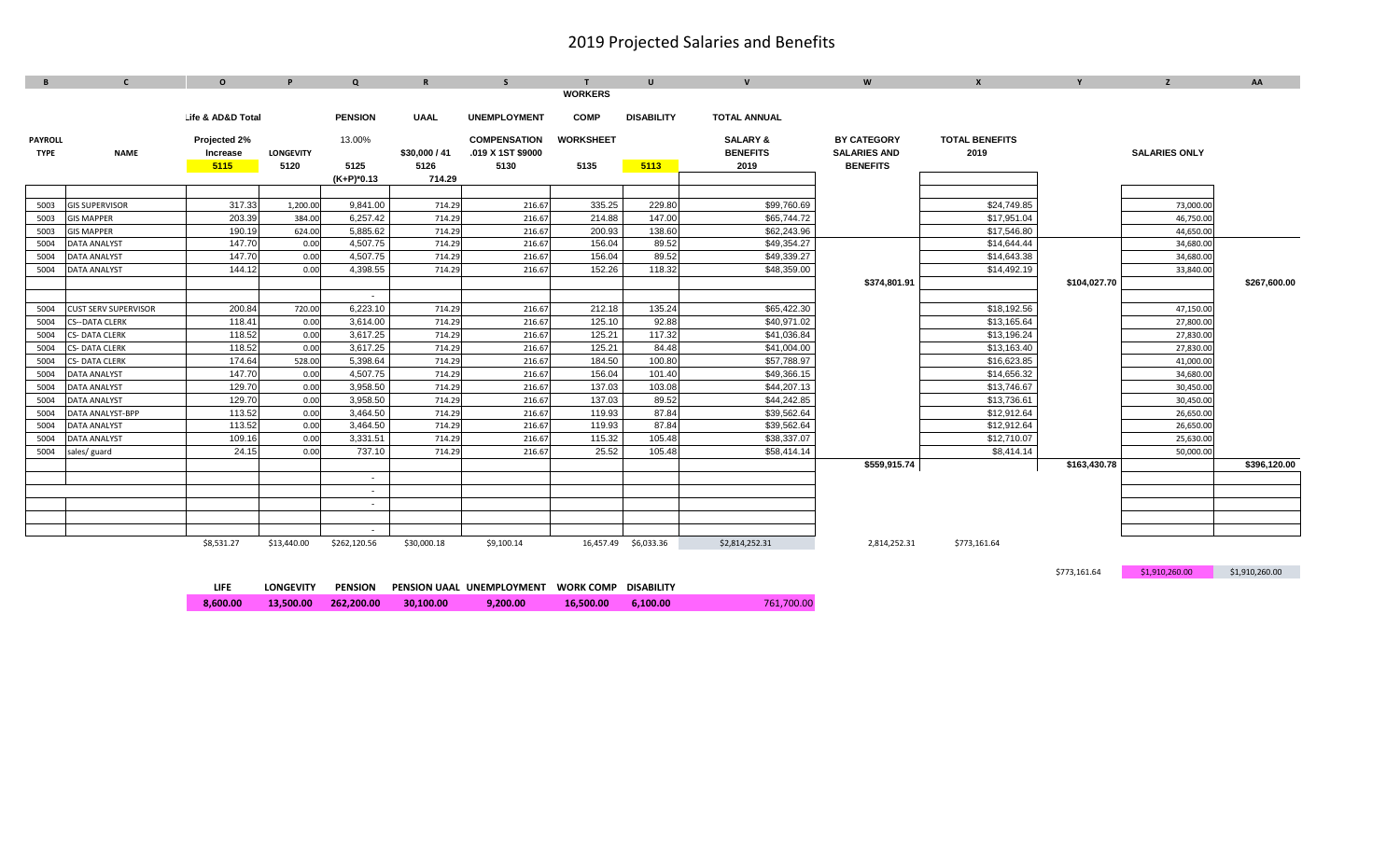# 2019 Projected Salaries and Benefits

| B | C | O | P | Q | R | S | T | U | V | W | X | Y | Z | AA |
|---|---|---|---|---|---|---|---|---|---|---|---|---|---|---|
| | | | | | | | WORKERS | | | | | | | |
| | | Life & AD&D Total | | PENSION | UAAL | UNEMPLOYMENT | COMP | DISABILITY | TOTAL ANNUAL | | | | | |
| PAYROLL | | Projected 2% | | 13.00% | | COMPENSATION | WORKSHEET | | SALARY & | BY CATEGORY | TOTAL BENEFITS | | | |
| TYPE | NAME | Increase | LONGEVITY | | $30,000 / 41 | .019 X 1ST $9000 | | | BENEFITS | SALARIES AND | 2019 | | SALARIES ONLY | |
| | | 5115 | 5120 | 5125 | 5126 | 5130 | 5135 | 5113 | 2019 | BENEFITS | | | | |
| | | | | (K+P)*0.13 | 714.29 | | | | | | | | | |
| 5003 | GIS SUPERVISOR | 317.33 | 1,200.00 | 9,841.00 | 714.29 | 216.67 | 335.25 | 229.80 | $99,760.69 | | $24,749.85 | | 73,000.00 | |
| 5003 | GIS MAPPER | 203.39 | 384.00 | 6,257.42 | 714.29 | 216.67 | 214.88 | 147.00 | $65,744.72 | | $17,951.04 | | 46,750.00 | |
| 5003 | GIS MAPPER | 190.19 | 624.00 | 5,885.62 | 714.29 | 216.67 | 200.93 | 138.60 | $62,243.96 | | $17,546.80 | | 44,650.00 | |
| 5004 | DATA ANALYST | 147.70 | 0.00 | 4,507.75 | 714.29 | 216.67 | 156.04 | 89.52 | $49,354.27 | | $14,644.44 | | 34,680.00 | |
| 5004 | DATA ANALYST | 147.70 | 0.00 | 4,507.75 | 714.29 | 216.67 | 156.04 | 89.52 | $49,339.27 | | $14,643.38 | | 34,680.00 | |
| 5004 | DATA ANALYST | 144.12 | 0.00 | 4,398.55 | 714.29 | 216.67 | 152.26 | 118.32 | $48,359.00 | | $14,492.19 | | 33,840.00 | |
| | | | | | | | | | | $374,801.91 | | $104,027.70 | | $267,600.00 |
| | | | | - | | | | | | | | | | |
| 5004 | CUST SERV SUPERVISOR | 200.84 | 720.00 | 6,223.10 | 714.29 | 216.67 | 212.18 | 135.24 | $65,422.30 | | $18,192.56 | | 47,150.00 | |
| 5004 | CS--DATA CLERK | 118.41 | 0.00 | 3,614.00 | 714.29 | 216.67 | 125.10 | 92.88 | $40,971.02 | | $13,165.64 | | 27,800.00 | |
| 5004 | CS- DATA CLERK | 118.52 | 0.00 | 3,617.25 | 714.29 | 216.67 | 125.21 | 117.32 | $41,036.84 | | $13,196.24 | | 27,830.00 | |
| 5004 | CS- DATA CLERK | 118.52 | 0.00 | 3,617.25 | 714.29 | 216.67 | 125.21 | 84.48 | $41,004.00 | | $13,163.40 | | 27,830.00 | |
| 5004 | CS- DATA CLERK | 174.64 | 528.00 | 5,398.64 | 714.29 | 216.67 | 184.50 | 100.80 | $57,788.97 | | $16,623.85 | | 41,000.00 | |
| 5004 | DATA ANALYST | 147.70 | 0.00 | 4,507.75 | 714.29 | 216.67 | 156.04 | 101.40 | $49,366.15 | | $14,656.32 | | 34,680.00 | |
| 5004 | DATA ANALYST | 129.70 | 0.00 | 3,958.50 | 714.29 | 216.67 | 137.03 | 103.08 | $44,207.13 | | $13,746.67 | | 30,450.00 | |
| 5004 | DATA ANALYST | 129.70 | 0.00 | 3,958.50 | 714.29 | 216.67 | 137.03 | 89.52 | $44,242.85 | | $13,736.61 | | 30,450.00 | |
| 5004 | DATA ANALYST-BPP | 113.52 | 0.00 | 3,464.50 | 714.29 | 216.67 | 119.93 | 87.84 | $39,562.64 | | $12,912.64 | | 26,650.00 | |
| 5004 | DATA ANALYST | 113.52 | 0.00 | 3,464.50 | 714.29 | 216.67 | 119.93 | 87.84 | $39,562.64 | | $12,912.64 | | 26,650.00 | |
| 5004 | DATA ANALYST | 109.16 | 0.00 | 3,331.51 | 714.29 | 216.67 | 115.32 | 105.48 | $38,337.07 | | $12,710.07 | | 25,630.00 | |
| 5004 | sales/ guard | 24.15 | 0.00 | 737.10 | 714.29 | 216.67 | 25.52 | 105.48 | $58,414.14 | | $8,414.14 | | 50,000.00 | |
| | | | | | | | | | | $559,915.74 | | $163,430.78 | | $396,120.00 |
| | | | | - | | | | | | | | | | |
| | | | | - | | | | | | | | | | |
| | | | | - | | | | | | | | | | |
| | | | | - | | | | | | | | | | |
| | | $8,531.27 | $13,440.00 | $262,120.56 | $30,000.18 | $9,100.14 | 16,457.49 | $6,033.36 | $2,814,252.31 | 2,814,252.31 | $773,161.64 | | | |
| | | | | | | | | | | | | $773,161.64 | $1,910,260.00 | $1,910,260.00 |

| LIFE | LONGEVITY | PENSION | PENSION UAAL | UNEMPLOYMENT | WORK COMP | DISABILITY | |
|---|---|---|---|---|---|---|---|
| 8,600.00 | 13,500.00 | 262,200.00 | 30,100.00 | 9,200.00 | 16,500.00 | 6,100.00 | 761,700.00 |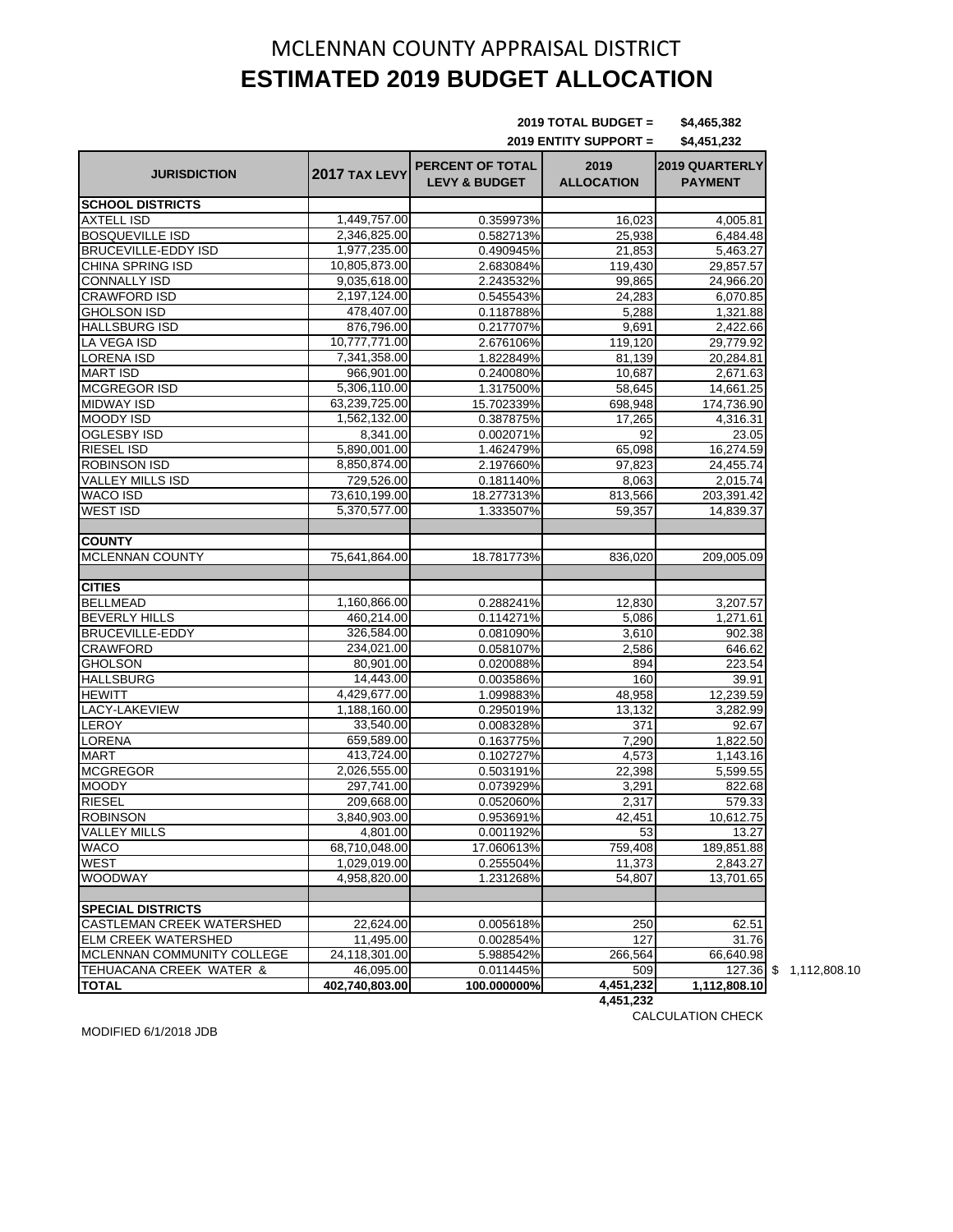# MCLENNAN COUNTY APPRAISAL DISTRICT

# ESTIMATED 2019 BUDGET ALLOCATION

**2019 TOTAL BUDGET =** **$4,465,382**

**2019 ENTITY SUPPORT =** **$4,451,232**

| JURISDICTION | 2017 TAX LEVY | PERCENT OF TOTAL LEVY & BUDGET | 2019 ALLOCATION | 2019 QUARTERLY PAYMENT | |
|---|---|---|---|---|---|
| **SCHOOL DISTRICTS** | | | | | |
| AXTELL ISD | 1,449,757.00 | 0.359973% | 16,023 | 4,005.81 | |
| BOSQUEVILLE ISD | 2,346,825.00 | 0.582713% | 25,938 | 6,484.48 | |
| BRUCEVILLE-EDDY ISD | 1,977,235.00 | 0.490945% | 21,853 | 5,463.27 | |
| CHINA SPRING ISD | 10,805,873.00 | 2.683084% | 119,430 | 29,857.57 | |
| CONNALLY ISD | 9,035,618.00 | 2.243532% | 99,865 | 24,966.20 | |
| CRAWFORD ISD | 2,197,124.00 | 0.545543% | 24,283 | 6,070.85 | |
| GHOLSON ISD | 478,407.00 | 0.118788% | 5,288 | 1,321.88 | |
| HALLSBURG ISD | 876,796.00 | 0.217707% | 9,691 | 2,422.66 | |
| LA VEGA ISD | 10,777,771.00 | 2.676106% | 119,120 | 29,779.92 | |
| LORENA ISD | 7,341,358.00 | 1.822849% | 81,139 | 20,284.81 | |
| MART ISD | 966,901.00 | 0.240080% | 10,687 | 2,671.63 | |
| MCGREGOR ISD | 5,306,110.00 | 1.317500% | 58,645 | 14,661.25 | |
| MIDWAY ISD | 63,239,725.00 | 15.702339% | 698,948 | 174,736.90 | |
| MOODY ISD | 1,562,132.00 | 0.387875% | 17,265 | 4,316.31 | |
| OGLESBY ISD | 8,341.00 | 0.002071% | 92 | 23.05 | |
| RIESEL ISD | 5,890,001.00 | 1.462479% | 65,098 | 16,274.59 | |
| ROBINSON ISD | 8,850,874.00 | 2.197660% | 97,823 | 24,455.74 | |
| VALLEY MILLS ISD | 729,526.00 | 0.181140% | 8,063 | 2,015.74 | |
| WACO ISD | 73,610,199.00 | 18.277313% | 813,566 | 203,391.42 | |
| WEST ISD | 5,370,577.00 | 1.333507% | 59,357 | 14,839.37 | |
| | | | | | |
| **COUNTY** | | | | | |
| MCLENNAN COUNTY | 75,641,864.00 | 18.781773% | 836,020 | 209,005.09 | |
| | | | | | |
| **CITIES** | | | | | |
| BELLMEAD | 1,160,866.00 | 0.288241% | 12,830 | 3,207.57 | |
| BEVERLY HILLS | 460,214.00 | 0.114271% | 5,086 | 1,271.61 | |
| BRUCEVILLE-EDDY | 326,584.00 | 0.081090% | 3,610 | 902.38 | |
| CRAWFORD | 234,021.00 | 0.058107% | 2,586 | 646.62 | |
| GHOLSON | 80,901.00 | 0.020088% | 894 | 223.54 | |
| HALLSBURG | 14,443.00 | 0.003586% | 160 | 39.91 | |
| HEWITT | 4,429,677.00 | 1.099883% | 48,958 | 12,239.59 | |
| LACY-LAKEVIEW | 1,188,160.00 | 0.295019% | 13,132 | 3,282.99 | |
| LEROY | 33,540.00 | 0.008328% | 371 | 92.67 | |
| LORENA | 659,589.00 | 0.163775% | 7,290 | 1,822.50 | |
| MART | 413,724.00 | 0.102727% | 4,573 | 1,143.16 | |
| MCGREGOR | 2,026,555.00 | 0.503191% | 22,398 | 5,599.55 | |
| MOODY | 297,741.00 | 0.073929% | 3,291 | 822.68 | |
| RIESEL | 209,668.00 | 0.052060% | 2,317 | 579.33 | |
| ROBINSON | 3,840,903.00 | 0.953691% | 42,451 | 10,612.75 | |
| VALLEY MILLS | 4,801.00 | 0.001192% | 53 | 13.27 | |
| WACO | 68,710,048.00 | 17.060613% | 759,408 | 189,851.88 | |
| WEST | 1,029,019.00 | 0.255504% | 11,373 | 2,843.27 | |
| WOODWAY | 4,958,820.00 | 1.231268% | 54,807 | 13,701.65 | |
| | | | | | |
| **SPECIAL DISTRICTS** | | | | | |
| CASTLEMAN CREEK WATERSHED | 22,624.00 | 0.005618% | 250 | 62.51 | |
| ELM CREEK WATERSHED | 11,495.00 | 0.002854% | 127 | 31.76 | |
| MCLENNAN COMMUNITY COLLEGE | 24,118,301.00 | 5.988542% | 266,564 | 66,640.98 | |
| TEHUACANA CREEK WATER & | 46,095.00 | 0.011445% | 509 | 127.36 | $ 1,112,808.10 |
| **TOTAL** | **402,740,803.00** | **100.000000%** | **4,451,232** | **1,112,808.10** | |
| | | | **4,451,232** | | |

CALCULATION CHECK

MODIFIED 6/1/2018 JDB